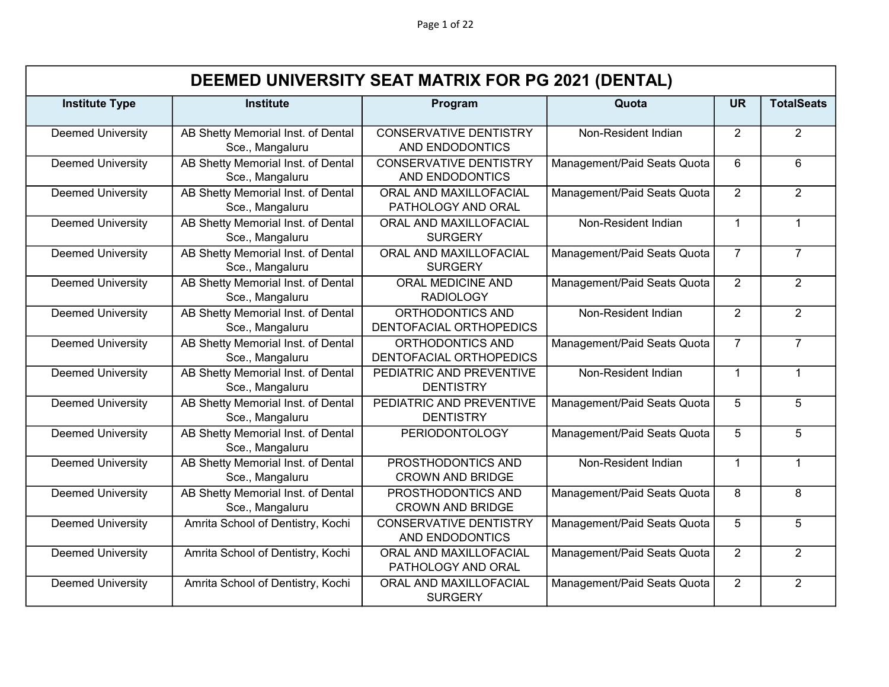# DEEMED UNIVERSITY SEAT MATRIX FOR PG 2021 (DENTAL)

| Institute Type | Institute | Program | Quota | UR | TotalSeats |
|---|---|---|---|---|---|
| Deemed University | AB Shetty Memorial Inst. of Dental Sce., Mangaluru | CONSERVATIVE DENTISTRY AND ENDODONTICS | Non-Resident Indian | 2 | 2 |
| Deemed University | AB Shetty Memorial Inst. of Dental Sce., Mangaluru | CONSERVATIVE DENTISTRY AND ENDODONTICS | Management/Paid Seats Quota | 6 | 6 |
| Deemed University | AB Shetty Memorial Inst. of Dental Sce., Mangaluru | ORAL AND MAXILLOFACIAL PATHOLOGY AND ORAL | Management/Paid Seats Quota | 2 | 2 |
| Deemed University | AB Shetty Memorial Inst. of Dental Sce., Mangaluru | ORAL AND MAXILLOFACIAL SURGERY | Non-Resident Indian | 1 | 1 |
| Deemed University | AB Shetty Memorial Inst. of Dental Sce., Mangaluru | ORAL AND MAXILLOFACIAL SURGERY | Management/Paid Seats Quota | 7 | 7 |
| Deemed University | AB Shetty Memorial Inst. of Dental Sce., Mangaluru | ORAL MEDICINE AND RADIOLOGY | Management/Paid Seats Quota | 2 | 2 |
| Deemed University | AB Shetty Memorial Inst. of Dental Sce., Mangaluru | ORTHODONTICS AND DENTOFACIAL ORTHOPEDICS | Non-Resident Indian | 2 | 2 |
| Deemed University | AB Shetty Memorial Inst. of Dental Sce., Mangaluru | ORTHODONTICS AND DENTOFACIAL ORTHOPEDICS | Management/Paid Seats Quota | 7 | 7 |
| Deemed University | AB Shetty Memorial Inst. of Dental Sce., Mangaluru | PEDIATRIC AND PREVENTIVE DENTISTRY | Non-Resident Indian | 1 | 1 |
| Deemed University | AB Shetty Memorial Inst. of Dental Sce., Mangaluru | PEDIATRIC AND PREVENTIVE DENTISTRY | Management/Paid Seats Quota | 5 | 5 |
| Deemed University | AB Shetty Memorial Inst. of Dental Sce., Mangaluru | PERIODONTOLOGY | Management/Paid Seats Quota | 5 | 5 |
| Deemed University | AB Shetty Memorial Inst. of Dental Sce., Mangaluru | PROSTHODONTICS AND CROWN AND BRIDGE | Non-Resident Indian | 1 | 1 |
| Deemed University | AB Shetty Memorial Inst. of Dental Sce., Mangaluru | PROSTHODONTICS AND CROWN AND BRIDGE | Management/Paid Seats Quota | 8 | 8 |
| Deemed University | Amrita School of Dentistry, Kochi | CONSERVATIVE DENTISTRY AND ENDODONTICS | Management/Paid Seats Quota | 5 | 5 |
| Deemed University | Amrita School of Dentistry, Kochi | ORAL AND MAXILLOFACIAL PATHOLOGY AND ORAL | Management/Paid Seats Quota | 2 | 2 |
| Deemed University | Amrita School of Dentistry, Kochi | ORAL AND MAXILLOFACIAL SURGERY | Management/Paid Seats Quota | 2 | 2 |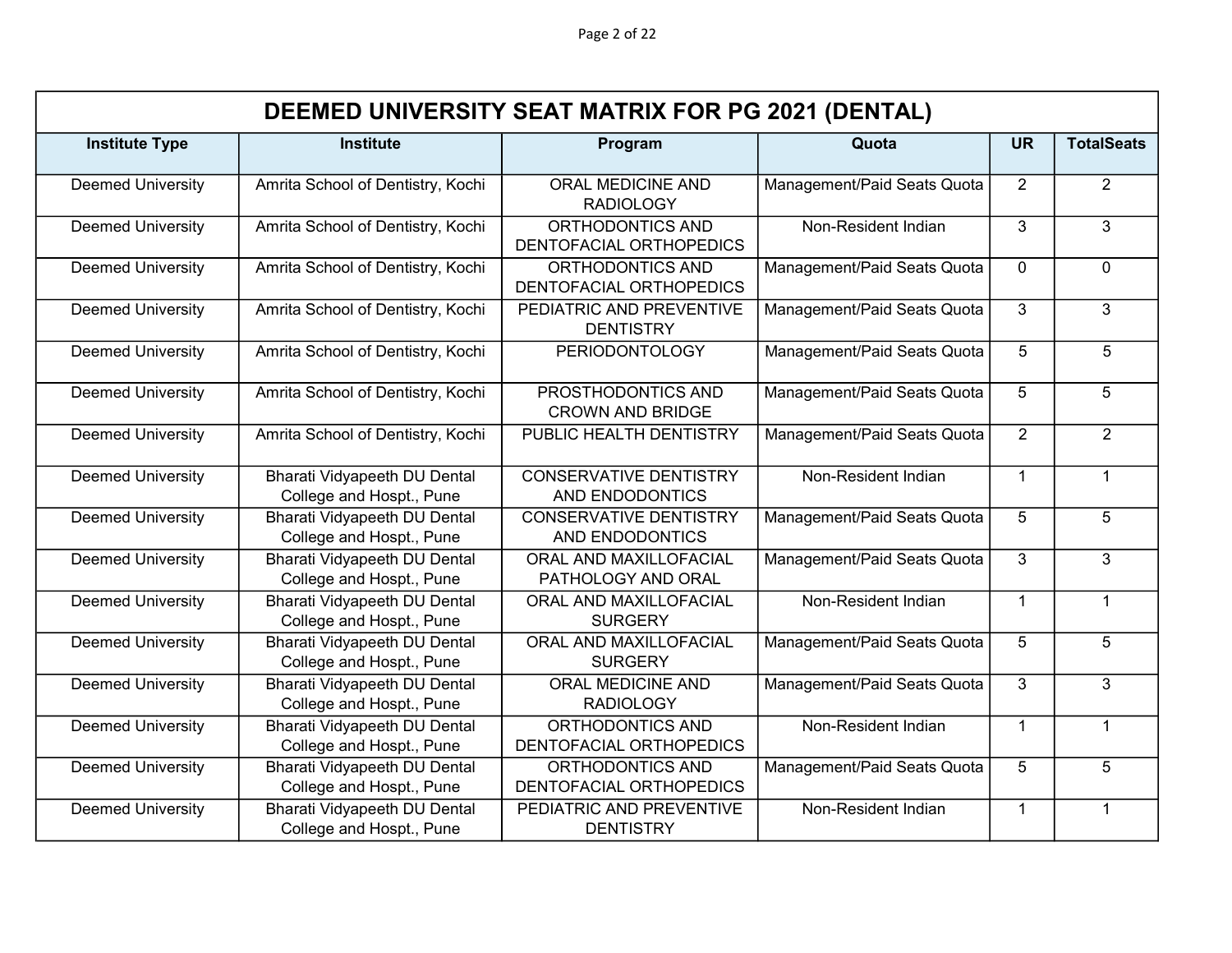| DEEMED UNIVERSITY SEAT MATRIX FOR PG 2021 (DENTAL) | | | | | |
|---|---|---|---|---|---|
| **Institute Type** | **Institute** | **Program** | **Quota** | **UR** | **TotalSeats** |
| Deemed University | Amrita School of Dentistry, Kochi | ORAL MEDICINE AND RADIOLOGY | Management/Paid Seats Quota | 2 | 2 |
| Deemed University | Amrita School of Dentistry, Kochi | ORTHODONTICS AND DENTOFACIAL ORTHOPEDICS | Non-Resident Indian | 3 | 3 |
| Deemed University | Amrita School of Dentistry, Kochi | ORTHODONTICS AND DENTOFACIAL ORTHOPEDICS | Management/Paid Seats Quota | 0 | 0 |
| Deemed University | Amrita School of Dentistry, Kochi | PEDIATRIC AND PREVENTIVE DENTISTRY | Management/Paid Seats Quota | 3 | 3 |
| Deemed University | Amrita School of Dentistry, Kochi | PERIODONTOLOGY | Management/Paid Seats Quota | 5 | 5 |
| Deemed University | Amrita School of Dentistry, Kochi | PROSTHODONTICS AND CROWN AND BRIDGE | Management/Paid Seats Quota | 5 | 5 |
| Deemed University | Amrita School of Dentistry, Kochi | PUBLIC HEALTH DENTISTRY | Management/Paid Seats Quota | 2 | 2 |
| Deemed University | Bharati Vidyapeeth DU Dental College and Hospt., Pune | CONSERVATIVE DENTISTRY AND ENDODONTICS | Non-Resident Indian | 1 | 1 |
| Deemed University | Bharati Vidyapeeth DU Dental College and Hospt., Pune | CONSERVATIVE DENTISTRY AND ENDODONTICS | Management/Paid Seats Quota | 5 | 5 |
| Deemed University | Bharati Vidyapeeth DU Dental College and Hospt., Pune | ORAL AND MAXILLOFACIAL PATHOLOGY AND ORAL | Management/Paid Seats Quota | 3 | 3 |
| Deemed University | Bharati Vidyapeeth DU Dental College and Hospt., Pune | ORAL AND MAXILLOFACIAL SURGERY | Non-Resident Indian | 1 | 1 |
| Deemed University | Bharati Vidyapeeth DU Dental College and Hospt., Pune | ORAL AND MAXILLOFACIAL SURGERY | Management/Paid Seats Quota | 5 | 5 |
| Deemed University | Bharati Vidyapeeth DU Dental College and Hospt., Pune | ORAL MEDICINE AND RADIOLOGY | Management/Paid Seats Quota | 3 | 3 |
| Deemed University | Bharati Vidyapeeth DU Dental College and Hospt., Pune | ORTHODONTICS AND DENTOFACIAL ORTHOPEDICS | Non-Resident Indian | 1 | 1 |
| Deemed University | Bharati Vidyapeeth DU Dental College and Hospt., Pune | ORTHODONTICS AND DENTOFACIAL ORTHOPEDICS | Management/Paid Seats Quota | 5 | 5 |
| Deemed University | Bharati Vidyapeeth DU Dental College and Hospt., Pune | PEDIATRIC AND PREVENTIVE DENTISTRY | Non-Resident Indian | 1 | 1 |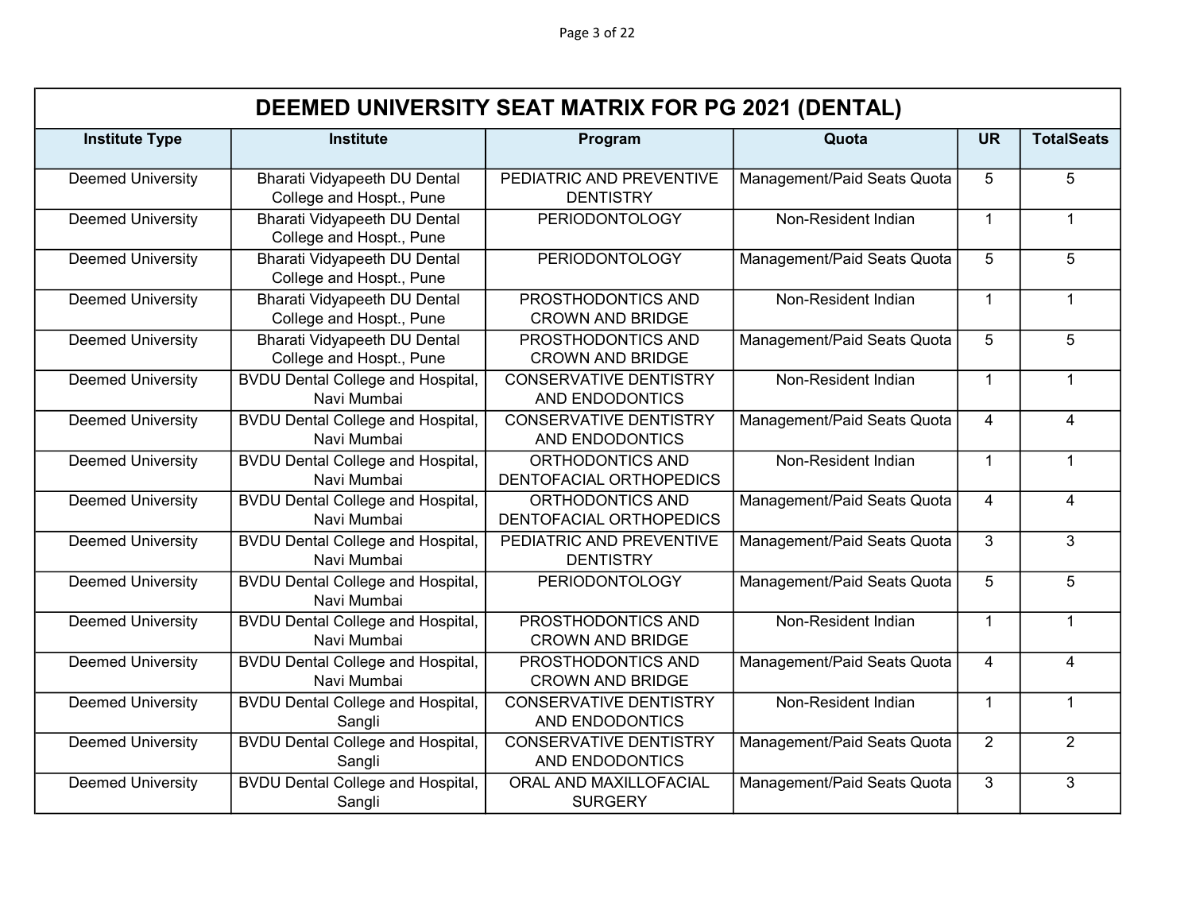| DEEMED UNIVERSITY SEAT MATRIX FOR PG 2021 (DENTAL) | | | | | |
|---|---|---|---|---|---|
| **Institute Type** | **Institute** | **Program** | **Quota** | **UR** | **TotalSeats** |
| Deemed University | Bharati Vidyapeeth DU Dental College and Hospt., Pune | PEDIATRIC AND PREVENTIVE DENTISTRY | Management/Paid Seats Quota | 5 | 5 |
| Deemed University | Bharati Vidyapeeth DU Dental College and Hospt., Pune | PERIODONTOLOGY | Non-Resident Indian | 1 | 1 |
| Deemed University | Bharati Vidyapeeth DU Dental College and Hospt., Pune | PERIODONTOLOGY | Management/Paid Seats Quota | 5 | 5 |
| Deemed University | Bharati Vidyapeeth DU Dental College and Hospt., Pune | PROSTHODONTICS AND CROWN AND BRIDGE | Non-Resident Indian | 1 | 1 |
| Deemed University | Bharati Vidyapeeth DU Dental College and Hospt., Pune | PROSTHODONTICS AND CROWN AND BRIDGE | Management/Paid Seats Quota | 5 | 5 |
| Deemed University | BVDU Dental College and Hospital, Navi Mumbai | CONSERVATIVE DENTISTRY AND ENDODONTICS | Non-Resident Indian | 1 | 1 |
| Deemed University | BVDU Dental College and Hospital, Navi Mumbai | CONSERVATIVE DENTISTRY AND ENDODONTICS | Management/Paid Seats Quota | 4 | 4 |
| Deemed University | BVDU Dental College and Hospital, Navi Mumbai | ORTHODONTICS AND DENTOFACIAL ORTHOPEDICS | Non-Resident Indian | 1 | 1 |
| Deemed University | BVDU Dental College and Hospital, Navi Mumbai | ORTHODONTICS AND DENTOFACIAL ORTHOPEDICS | Management/Paid Seats Quota | 4 | 4 |
| Deemed University | BVDU Dental College and Hospital, Navi Mumbai | PEDIATRIC AND PREVENTIVE DENTISTRY | Management/Paid Seats Quota | 3 | 3 |
| Deemed University | BVDU Dental College and Hospital, Navi Mumbai | PERIODONTOLOGY | Management/Paid Seats Quota | 5 | 5 |
| Deemed University | BVDU Dental College and Hospital, Navi Mumbai | PROSTHODONTICS AND CROWN AND BRIDGE | Non-Resident Indian | 1 | 1 |
| Deemed University | BVDU Dental College and Hospital, Navi Mumbai | PROSTHODONTICS AND CROWN AND BRIDGE | Management/Paid Seats Quota | 4 | 4 |
| Deemed University | BVDU Dental College and Hospital, Sangli | CONSERVATIVE DENTISTRY AND ENDODONTICS | Non-Resident Indian | 1 | 1 |
| Deemed University | BVDU Dental College and Hospital, Sangli | CONSERVATIVE DENTISTRY AND ENDODONTICS | Management/Paid Seats Quota | 2 | 2 |
| Deemed University | BVDU Dental College and Hospital, Sangli | ORAL AND MAXILLOFACIAL SURGERY | Management/Paid Seats Quota | 3 | 3 |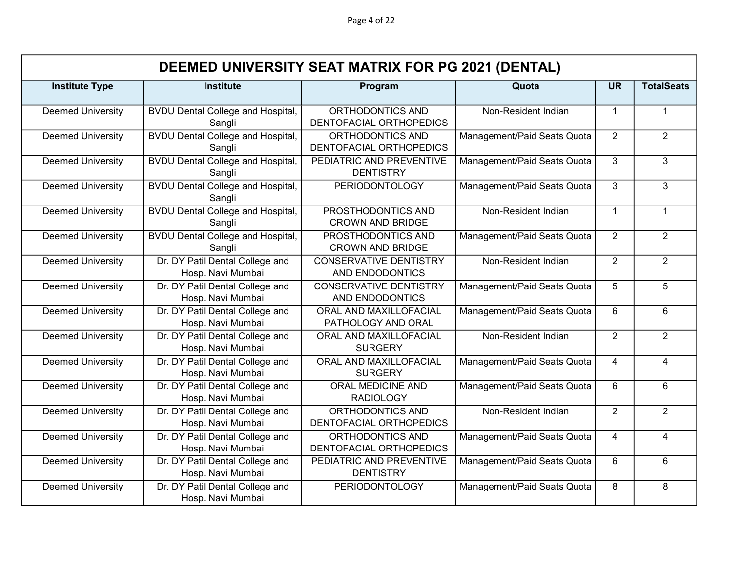| DEEMED UNIVERSITY SEAT MATRIX FOR PG 2021 (DENTAL) | | | | | |
|---|---|---|---|---|---|
| **Institute Type** | **Institute** | **Program** | **Quota** | **UR** | **TotalSeats** |
| Deemed University | BVDU Dental College and Hospital, Sangli | ORTHODONTICS AND DENTOFACIAL ORTHOPEDICS | Non-Resident Indian | 1 | 1 |
| Deemed University | BVDU Dental College and Hospital, Sangli | ORTHODONTICS AND DENTOFACIAL ORTHOPEDICS | Management/Paid Seats Quota | 2 | 2 |
| Deemed University | BVDU Dental College and Hospital, Sangli | PEDIATRIC AND PREVENTIVE DENTISTRY | Management/Paid Seats Quota | 3 | 3 |
| Deemed University | BVDU Dental College and Hospital, Sangli | PERIODONTOLOGY | Management/Paid Seats Quota | 3 | 3 |
| Deemed University | BVDU Dental College and Hospital, Sangli | PROSTHODONTICS AND CROWN AND BRIDGE | Non-Resident Indian | 1 | 1 |
| Deemed University | BVDU Dental College and Hospital, Sangli | PROSTHODONTICS AND CROWN AND BRIDGE | Management/Paid Seats Quota | 2 | 2 |
| Deemed University | Dr. DY Patil Dental College and Hosp. Navi Mumbai | CONSERVATIVE DENTISTRY AND ENDODONTICS | Non-Resident Indian | 2 | 2 |
| Deemed University | Dr. DY Patil Dental College and Hosp. Navi Mumbai | CONSERVATIVE DENTISTRY AND ENDODONTICS | Management/Paid Seats Quota | 5 | 5 |
| Deemed University | Dr. DY Patil Dental College and Hosp. Navi Mumbai | ORAL AND MAXILLOFACIAL PATHOLOGY AND ORAL | Management/Paid Seats Quota | 6 | 6 |
| Deemed University | Dr. DY Patil Dental College and Hosp. Navi Mumbai | ORAL AND MAXILLOFACIAL SURGERY | Non-Resident Indian | 2 | 2 |
| Deemed University | Dr. DY Patil Dental College and Hosp. Navi Mumbai | ORAL AND MAXILLOFACIAL SURGERY | Management/Paid Seats Quota | 4 | 4 |
| Deemed University | Dr. DY Patil Dental College and Hosp. Navi Mumbai | ORAL MEDICINE AND RADIOLOGY | Management/Paid Seats Quota | 6 | 6 |
| Deemed University | Dr. DY Patil Dental College and Hosp. Navi Mumbai | ORTHODONTICS AND DENTOFACIAL ORTHOPEDICS | Non-Resident Indian | 2 | 2 |
| Deemed University | Dr. DY Patil Dental College and Hosp. Navi Mumbai | ORTHODONTICS AND DENTOFACIAL ORTHOPEDICS | Management/Paid Seats Quota | 4 | 4 |
| Deemed University | Dr. DY Patil Dental College and Hosp. Navi Mumbai | PEDIATRIC AND PREVENTIVE DENTISTRY | Management/Paid Seats Quota | 6 | 6 |
| Deemed University | Dr. DY Patil Dental College and Hosp. Navi Mumbai | PERIODONTOLOGY | Management/Paid Seats Quota | 8 | 8 |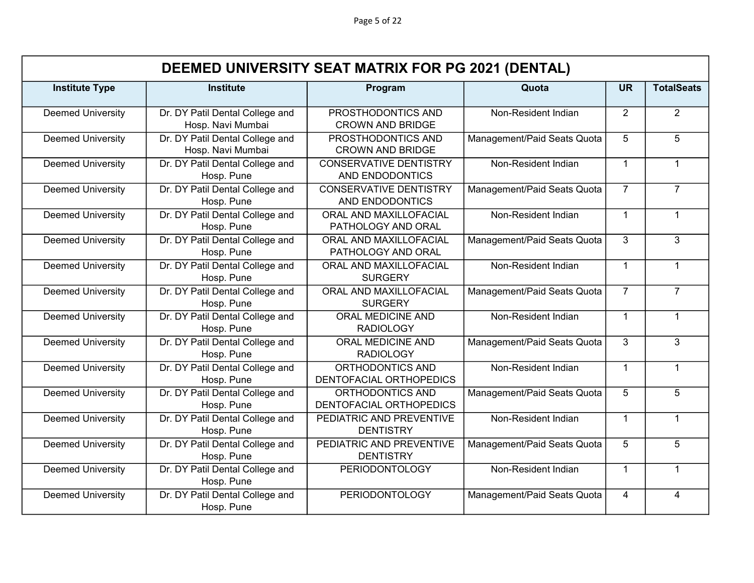| DEEMED UNIVERSITY SEAT MATRIX FOR PG 2021 (DENTAL) | | | | | |
|---|---|---|---|---|---|
| Institute Type | Institute | Program | Quota | UR | TotalSeats |
| Deemed University | Dr. DY Patil Dental College and Hosp. Navi Mumbai | PROSTHODONTICS AND CROWN AND BRIDGE | Non-Resident Indian | 2 | 2 |
| Deemed University | Dr. DY Patil Dental College and Hosp. Navi Mumbai | PROSTHODONTICS AND CROWN AND BRIDGE | Management/Paid Seats Quota | 5 | 5 |
| Deemed University | Dr. DY Patil Dental College and Hosp. Pune | CONSERVATIVE DENTISTRY AND ENDODONTICS | Non-Resident Indian | 1 | 1 |
| Deemed University | Dr. DY Patil Dental College and Hosp. Pune | CONSERVATIVE DENTISTRY AND ENDODONTICS | Management/Paid Seats Quota | 7 | 7 |
| Deemed University | Dr. DY Patil Dental College and Hosp. Pune | ORAL AND MAXILLOFACIAL PATHOLOGY AND ORAL | Non-Resident Indian | 1 | 1 |
| Deemed University | Dr. DY Patil Dental College and Hosp. Pune | ORAL AND MAXILLOFACIAL PATHOLOGY AND ORAL | Management/Paid Seats Quota | 3 | 3 |
| Deemed University | Dr. DY Patil Dental College and Hosp. Pune | ORAL AND MAXILLOFACIAL SURGERY | Non-Resident Indian | 1 | 1 |
| Deemed University | Dr. DY Patil Dental College and Hosp. Pune | ORAL AND MAXILLOFACIAL SURGERY | Management/Paid Seats Quota | 7 | 7 |
| Deemed University | Dr. DY Patil Dental College and Hosp. Pune | ORAL MEDICINE AND RADIOLOGY | Non-Resident Indian | 1 | 1 |
| Deemed University | Dr. DY Patil Dental College and Hosp. Pune | ORAL MEDICINE AND RADIOLOGY | Management/Paid Seats Quota | 3 | 3 |
| Deemed University | Dr. DY Patil Dental College and Hosp. Pune | ORTHODONTICS AND DENTOFACIAL ORTHOPEDICS | Non-Resident Indian | 1 | 1 |
| Deemed University | Dr. DY Patil Dental College and Hosp. Pune | ORTHODONTICS AND DENTOFACIAL ORTHOPEDICS | Management/Paid Seats Quota | 5 | 5 |
| Deemed University | Dr. DY Patil Dental College and Hosp. Pune | PEDIATRIC AND PREVENTIVE DENTISTRY | Non-Resident Indian | 1 | 1 |
| Deemed University | Dr. DY Patil Dental College and Hosp. Pune | PEDIATRIC AND PREVENTIVE DENTISTRY | Management/Paid Seats Quota | 5 | 5 |
| Deemed University | Dr. DY Patil Dental College and Hosp. Pune | PERIODONTOLOGY | Non-Resident Indian | 1 | 1 |
| Deemed University | Dr. DY Patil Dental College and Hosp. Pune | PERIODONTOLOGY | Management/Paid Seats Quota | 4 | 4 |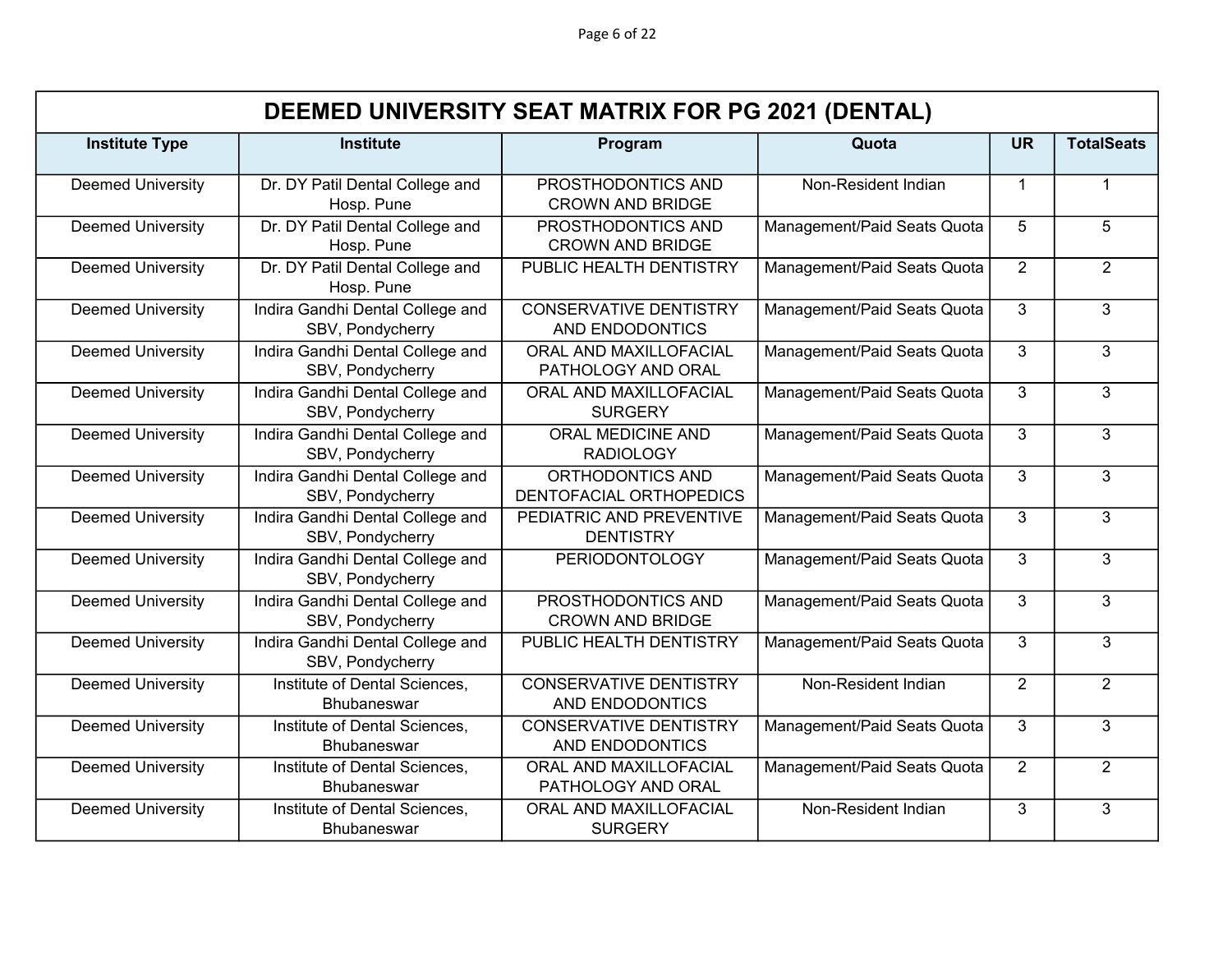| DEEMED UNIVERSITY SEAT MATRIX FOR PG 2021 (DENTAL) | | | | | |
|---|---|---|---|---|---|
| **Institute Type** | **Institute** | **Program** | **Quota** | **UR** | **TotalSeats** |
| Deemed University | Dr. DY Patil Dental College and Hosp. Pune | PROSTHODONTICS AND CROWN AND BRIDGE | Non-Resident Indian | 1 | 1 |
| Deemed University | Dr. DY Patil Dental College and Hosp. Pune | PROSTHODONTICS AND CROWN AND BRIDGE | Management/Paid Seats Quota | 5 | 5 |
| Deemed University | Dr. DY Patil Dental College and Hosp. Pune | PUBLIC HEALTH DENTISTRY | Management/Paid Seats Quota | 2 | 2 |
| Deemed University | Indira Gandhi Dental College and SBV, Pondycherry | CONSERVATIVE DENTISTRY AND ENDODONTICS | Management/Paid Seats Quota | 3 | 3 |
| Deemed University | Indira Gandhi Dental College and SBV, Pondycherry | ORAL AND MAXILLOFACIAL PATHOLOGY AND ORAL | Management/Paid Seats Quota | 3 | 3 |
| Deemed University | Indira Gandhi Dental College and SBV, Pondycherry | ORAL AND MAXILLOFACIAL SURGERY | Management/Paid Seats Quota | 3 | 3 |
| Deemed University | Indira Gandhi Dental College and SBV, Pondycherry | ORAL MEDICINE AND RADIOLOGY | Management/Paid Seats Quota | 3 | 3 |
| Deemed University | Indira Gandhi Dental College and SBV, Pondycherry | ORTHODONTICS AND DENTOFACIAL ORTHOPEDICS | Management/Paid Seats Quota | 3 | 3 |
| Deemed University | Indira Gandhi Dental College and SBV, Pondycherry | PEDIATRIC AND PREVENTIVE DENTISTRY | Management/Paid Seats Quota | 3 | 3 |
| Deemed University | Indira Gandhi Dental College and SBV, Pondycherry | PERIODONTOLOGY | Management/Paid Seats Quota | 3 | 3 |
| Deemed University | Indira Gandhi Dental College and SBV, Pondycherry | PROSTHODONTICS AND CROWN AND BRIDGE | Management/Paid Seats Quota | 3 | 3 |
| Deemed University | Indira Gandhi Dental College and SBV, Pondycherry | PUBLIC HEALTH DENTISTRY | Management/Paid Seats Quota | 3 | 3 |
| Deemed University | Institute of Dental Sciences, Bhubaneswar | CONSERVATIVE DENTISTRY AND ENDODONTICS | Non-Resident Indian | 2 | 2 |
| Deemed University | Institute of Dental Sciences, Bhubaneswar | CONSERVATIVE DENTISTRY AND ENDODONTICS | Management/Paid Seats Quota | 3 | 3 |
| Deemed University | Institute of Dental Sciences, Bhubaneswar | ORAL AND MAXILLOFACIAL PATHOLOGY AND ORAL | Management/Paid Seats Quota | 2 | 2 |
| Deemed University | Institute of Dental Sciences, Bhubaneswar | ORAL AND MAXILLOFACIAL SURGERY | Non-Resident Indian | 3 | 3 |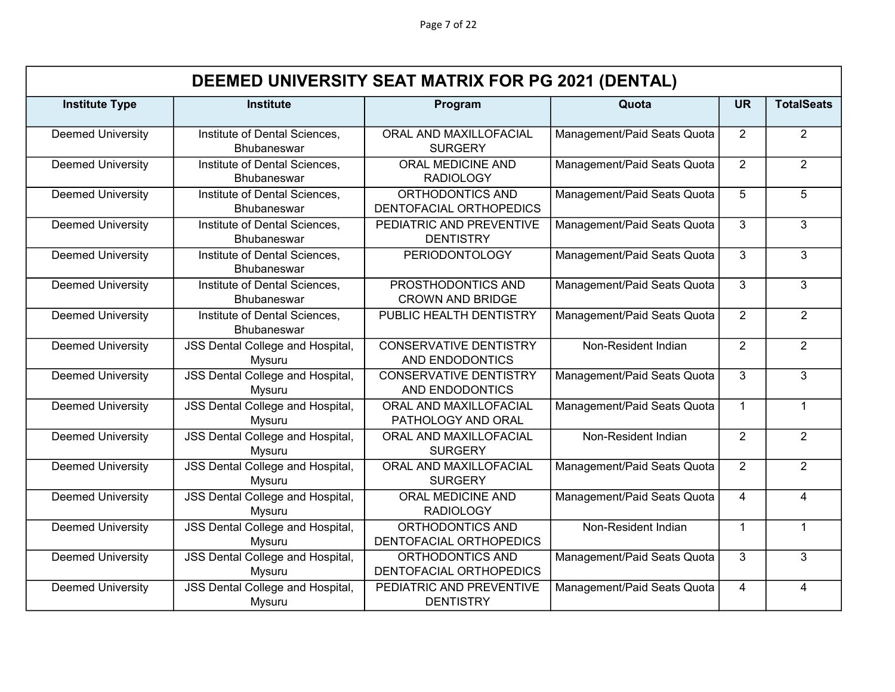| DEEMED UNIVERSITY SEAT MATRIX FOR PG 2021 (DENTAL) | | | | | |
|---|---|---|---|---|---|
| **Institute Type** | **Institute** | **Program** | **Quota** | **UR** | **TotalSeats** |
| Deemed University | Institute of Dental Sciences, Bhubaneswar | ORAL AND MAXILLOFACIAL SURGERY | Management/Paid Seats Quota | 2 | 2 |
| Deemed University | Institute of Dental Sciences, Bhubaneswar | ORAL MEDICINE AND RADIOLOGY | Management/Paid Seats Quota | 2 | 2 |
| Deemed University | Institute of Dental Sciences, Bhubaneswar | ORTHODONTICS AND DENTOFACIAL ORTHOPEDICS | Management/Paid Seats Quota | 5 | 5 |
| Deemed University | Institute of Dental Sciences, Bhubaneswar | PEDIATRIC AND PREVENTIVE DENTISTRY | Management/Paid Seats Quota | 3 | 3 |
| Deemed University | Institute of Dental Sciences, Bhubaneswar | PERIODONTOLOGY | Management/Paid Seats Quota | 3 | 3 |
| Deemed University | Institute of Dental Sciences, Bhubaneswar | PROSTHODONTICS AND CROWN AND BRIDGE | Management/Paid Seats Quota | 3 | 3 |
| Deemed University | Institute of Dental Sciences, Bhubaneswar | PUBLIC HEALTH DENTISTRY | Management/Paid Seats Quota | 2 | 2 |
| Deemed University | JSS Dental College and Hospital, Mysuru | CONSERVATIVE DENTISTRY AND ENDODONTICS | Non-Resident Indian | 2 | 2 |
| Deemed University | JSS Dental College and Hospital, Mysuru | CONSERVATIVE DENTISTRY AND ENDODONTICS | Management/Paid Seats Quota | 3 | 3 |
| Deemed University | JSS Dental College and Hospital, Mysuru | ORAL AND MAXILLOFACIAL PATHOLOGY AND ORAL | Management/Paid Seats Quota | 1 | 1 |
| Deemed University | JSS Dental College and Hospital, Mysuru | ORAL AND MAXILLOFACIAL SURGERY | Non-Resident Indian | 2 | 2 |
| Deemed University | JSS Dental College and Hospital, Mysuru | ORAL AND MAXILLOFACIAL SURGERY | Management/Paid Seats Quota | 2 | 2 |
| Deemed University | JSS Dental College and Hospital, Mysuru | ORAL MEDICINE AND RADIOLOGY | Management/Paid Seats Quota | 4 | 4 |
| Deemed University | JSS Dental College and Hospital, Mysuru | ORTHODONTICS AND DENTOFACIAL ORTHOPEDICS | Non-Resident Indian | 1 | 1 |
| Deemed University | JSS Dental College and Hospital, Mysuru | ORTHODONTICS AND DENTOFACIAL ORTHOPEDICS | Management/Paid Seats Quota | 3 | 3 |
| Deemed University | JSS Dental College and Hospital, Mysuru | PEDIATRIC AND PREVENTIVE DENTISTRY | Management/Paid Seats Quota | 4 | 4 |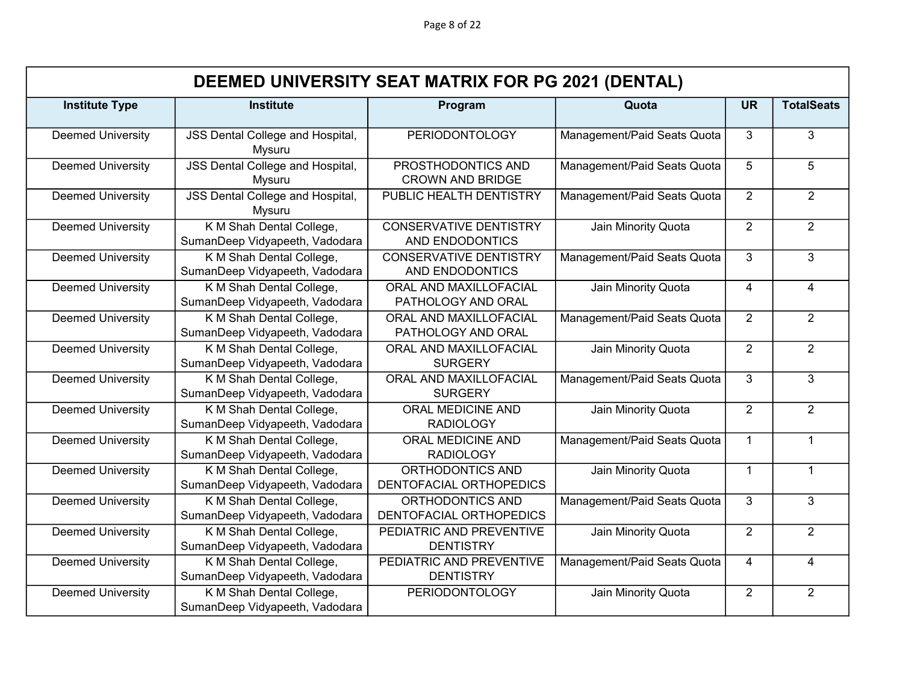| DEEMED UNIVERSITY SEAT MATRIX FOR PG 2021 (DENTAL) | | | | | |
|---|---|---|---|---|---|
| **Institute Type** | **Institute** | **Program** | **Quota** | **UR** | **TotalSeats** |
| Deemed University | JSS Dental College and Hospital, Mysuru | PERIODONTOLOGY | Management/Paid Seats Quota | 3 | 3 |
| Deemed University | JSS Dental College and Hospital, Mysuru | PROSTHODONTICS AND CROWN AND BRIDGE | Management/Paid Seats Quota | 5 | 5 |
| Deemed University | JSS Dental College and Hospital, Mysuru | PUBLIC HEALTH DENTISTRY | Management/Paid Seats Quota | 2 | 2 |
| Deemed University | K M Shah Dental College, SumanDeep Vidyapeeth, Vadodara | CONSERVATIVE DENTISTRY AND ENDODONTICS | Jain Minority Quota | 2 | 2 |
| Deemed University | K M Shah Dental College, SumanDeep Vidyapeeth, Vadodara | CONSERVATIVE DENTISTRY AND ENDODONTICS | Management/Paid Seats Quota | 3 | 3 |
| Deemed University | K M Shah Dental College, SumanDeep Vidyapeeth, Vadodara | ORAL AND MAXILLOFACIAL PATHOLOGY AND ORAL | Jain Minority Quota | 4 | 4 |
| Deemed University | K M Shah Dental College, SumanDeep Vidyapeeth, Vadodara | ORAL AND MAXILLOFACIAL PATHOLOGY AND ORAL | Management/Paid Seats Quota | 2 | 2 |
| Deemed University | K M Shah Dental College, SumanDeep Vidyapeeth, Vadodara | ORAL AND MAXILLOFACIAL SURGERY | Jain Minority Quota | 2 | 2 |
| Deemed University | K M Shah Dental College, SumanDeep Vidyapeeth, Vadodara | ORAL AND MAXILLOFACIAL SURGERY | Management/Paid Seats Quota | 3 | 3 |
| Deemed University | K M Shah Dental College, SumanDeep Vidyapeeth, Vadodara | ORAL MEDICINE AND RADIOLOGY | Jain Minority Quota | 2 | 2 |
| Deemed University | K M Shah Dental College, SumanDeep Vidyapeeth, Vadodara | ORAL MEDICINE AND RADIOLOGY | Management/Paid Seats Quota | 1 | 1 |
| Deemed University | K M Shah Dental College, SumanDeep Vidyapeeth, Vadodara | ORTHODONTICS AND DENTOFACIAL ORTHOPEDICS | Jain Minority Quota | 1 | 1 |
| Deemed University | K M Shah Dental College, SumanDeep Vidyapeeth, Vadodara | ORTHODONTICS AND DENTOFACIAL ORTHOPEDICS | Management/Paid Seats Quota | 3 | 3 |
| Deemed University | K M Shah Dental College, SumanDeep Vidyapeeth, Vadodara | PEDIATRIC AND PREVENTIVE DENTISTRY | Jain Minority Quota | 2 | 2 |
| Deemed University | K M Shah Dental College, SumanDeep Vidyapeeth, Vadodara | PEDIATRIC AND PREVENTIVE DENTISTRY | Management/Paid Seats Quota | 4 | 4 |
| Deemed University | K M Shah Dental College, SumanDeep Vidyapeeth, Vadodara | PERIODONTOLOGY | Jain Minority Quota | 2 | 2 |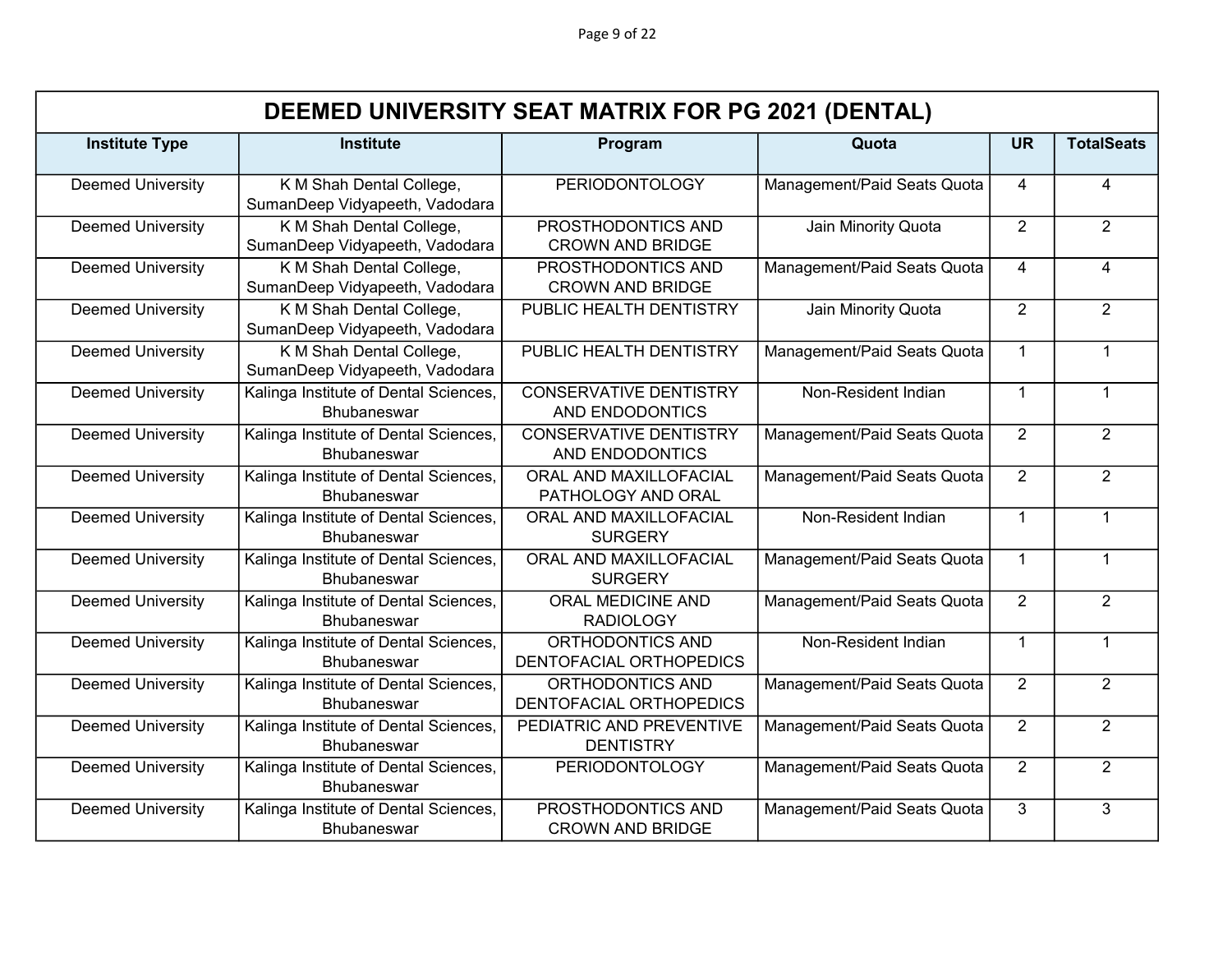| DEEMED UNIVERSITY SEAT MATRIX FOR PG 2021 (DENTAL) | | | | | |
|---|---|---|---|---|---|
| **Institute Type** | **Institute** | **Program** | **Quota** | **UR** | **TotalSeats** |
| Deemed University | K M Shah Dental College, SumanDeep Vidyapeeth, Vadodara | PERIODONTOLOGY | Management/Paid Seats Quota | 4 | 4 |
| Deemed University | K M Shah Dental College, SumanDeep Vidyapeeth, Vadodara | PROSTHODONTICS AND CROWN AND BRIDGE | Jain Minority Quota | 2 | 2 |
| Deemed University | K M Shah Dental College, SumanDeep Vidyapeeth, Vadodara | PROSTHODONTICS AND CROWN AND BRIDGE | Management/Paid Seats Quota | 4 | 4 |
| Deemed University | K M Shah Dental College, SumanDeep Vidyapeeth, Vadodara | PUBLIC HEALTH DENTISTRY | Jain Minority Quota | 2 | 2 |
| Deemed University | K M Shah Dental College, SumanDeep Vidyapeeth, Vadodara | PUBLIC HEALTH DENTISTRY | Management/Paid Seats Quota | 1 | 1 |
| Deemed University | Kalinga Institute of Dental Sciences, Bhubaneswar | CONSERVATIVE DENTISTRY AND ENDODONTICS | Non-Resident Indian | 1 | 1 |
| Deemed University | Kalinga Institute of Dental Sciences, Bhubaneswar | CONSERVATIVE DENTISTRY AND ENDODONTICS | Management/Paid Seats Quota | 2 | 2 |
| Deemed University | Kalinga Institute of Dental Sciences, Bhubaneswar | ORAL AND MAXILLOFACIAL PATHOLOGY AND ORAL | Management/Paid Seats Quota | 2 | 2 |
| Deemed University | Kalinga Institute of Dental Sciences, Bhubaneswar | ORAL AND MAXILLOFACIAL SURGERY | Non-Resident Indian | 1 | 1 |
| Deemed University | Kalinga Institute of Dental Sciences, Bhubaneswar | ORAL AND MAXILLOFACIAL SURGERY | Management/Paid Seats Quota | 1 | 1 |
| Deemed University | Kalinga Institute of Dental Sciences, Bhubaneswar | ORAL MEDICINE AND RADIOLOGY | Management/Paid Seats Quota | 2 | 2 |
| Deemed University | Kalinga Institute of Dental Sciences, Bhubaneswar | ORTHODONTICS AND DENTOFACIAL ORTHOPEDICS | Non-Resident Indian | 1 | 1 |
| Deemed University | Kalinga Institute of Dental Sciences, Bhubaneswar | ORTHODONTICS AND DENTOFACIAL ORTHOPEDICS | Management/Paid Seats Quota | 2 | 2 |
| Deemed University | Kalinga Institute of Dental Sciences, Bhubaneswar | PEDIATRIC AND PREVENTIVE DENTISTRY | Management/Paid Seats Quota | 2 | 2 |
| Deemed University | Kalinga Institute of Dental Sciences, Bhubaneswar | PERIODONTOLOGY | Management/Paid Seats Quota | 2 | 2 |
| Deemed University | Kalinga Institute of Dental Sciences, Bhubaneswar | PROSTHODONTICS AND CROWN AND BRIDGE | Management/Paid Seats Quota | 3 | 3 |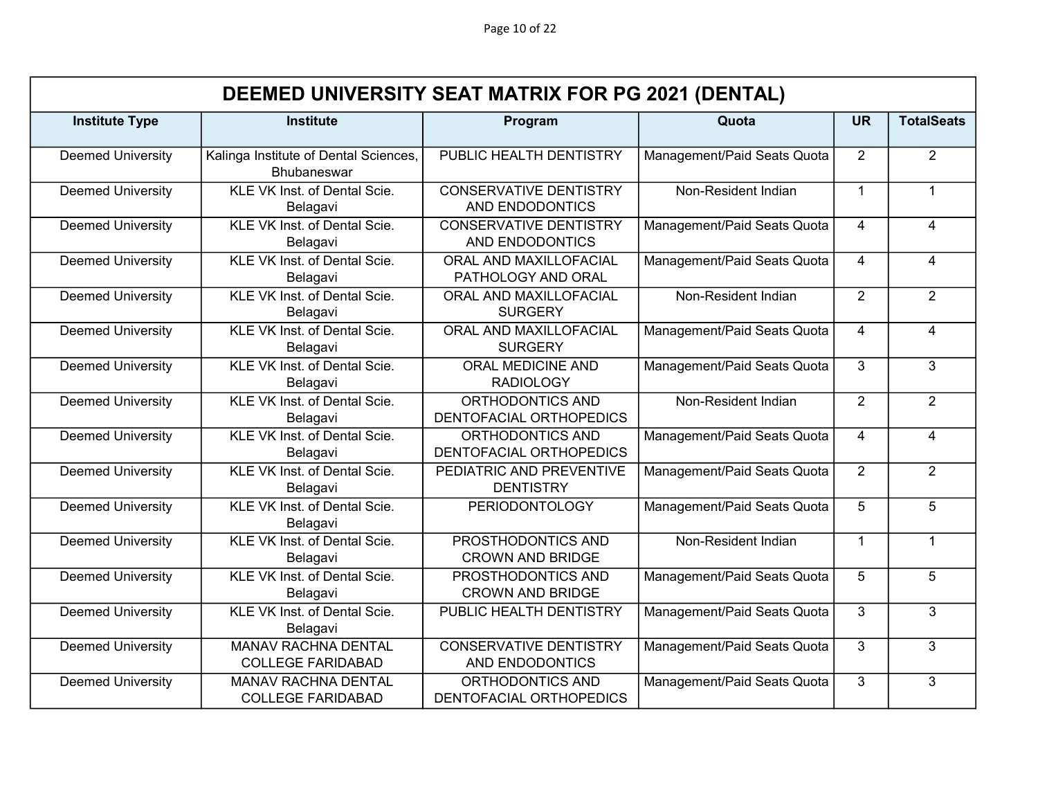| DEEMED UNIVERSITY SEAT MATRIX FOR PG 2021 (DENTAL) | | | | | |
|---|---|---|---|---|---|
| **Institute Type** | **Institute** | **Program** | **Quota** | **UR** | **TotalSeats** |
| Deemed University | Kalinga Institute of Dental Sciences, Bhubaneswar | PUBLIC HEALTH DENTISTRY | Management/Paid Seats Quota | 2 | 2 |
| Deemed University | KLE VK Inst. of Dental Scie. Belagavi | CONSERVATIVE DENTISTRY AND ENDODONTICS | Non-Resident Indian | 1 | 1 |
| Deemed University | KLE VK Inst. of Dental Scie. Belagavi | CONSERVATIVE DENTISTRY AND ENDODONTICS | Management/Paid Seats Quota | 4 | 4 |
| Deemed University | KLE VK Inst. of Dental Scie. Belagavi | ORAL AND MAXILLOFACIAL PATHOLOGY AND ORAL | Management/Paid Seats Quota | 4 | 4 |
| Deemed University | KLE VK Inst. of Dental Scie. Belagavi | ORAL AND MAXILLOFACIAL SURGERY | Non-Resident Indian | 2 | 2 |
| Deemed University | KLE VK Inst. of Dental Scie. Belagavi | ORAL AND MAXILLOFACIAL SURGERY | Management/Paid Seats Quota | 4 | 4 |
| Deemed University | KLE VK Inst. of Dental Scie. Belagavi | ORAL MEDICINE AND RADIOLOGY | Management/Paid Seats Quota | 3 | 3 |
| Deemed University | KLE VK Inst. of Dental Scie. Belagavi | ORTHODONTICS AND DENTOFACIAL ORTHOPEDICS | Non-Resident Indian | 2 | 2 |
| Deemed University | KLE VK Inst. of Dental Scie. Belagavi | ORTHODONTICS AND DENTOFACIAL ORTHOPEDICS | Management/Paid Seats Quota | 4 | 4 |
| Deemed University | KLE VK Inst. of Dental Scie. Belagavi | PEDIATRIC AND PREVENTIVE DENTISTRY | Management/Paid Seats Quota | 2 | 2 |
| Deemed University | KLE VK Inst. of Dental Scie. Belagavi | PERIODONTOLOGY | Management/Paid Seats Quota | 5 | 5 |
| Deemed University | KLE VK Inst. of Dental Scie. Belagavi | PROSTHODONTICS AND CROWN AND BRIDGE | Non-Resident Indian | 1 | 1 |
| Deemed University | KLE VK Inst. of Dental Scie. Belagavi | PROSTHODONTICS AND CROWN AND BRIDGE | Management/Paid Seats Quota | 5 | 5 |
| Deemed University | KLE VK Inst. of Dental Scie. Belagavi | PUBLIC HEALTH DENTISTRY | Management/Paid Seats Quota | 3 | 3 |
| Deemed University | MANAV RACHNA DENTAL COLLEGE FARIDABAD | CONSERVATIVE DENTISTRY AND ENDODONTICS | Management/Paid Seats Quota | 3 | 3 |
| Deemed University | MANAV RACHNA DENTAL COLLEGE FARIDABAD | ORTHODONTICS AND DENTOFACIAL ORTHOPEDICS | Management/Paid Seats Quota | 3 | 3 |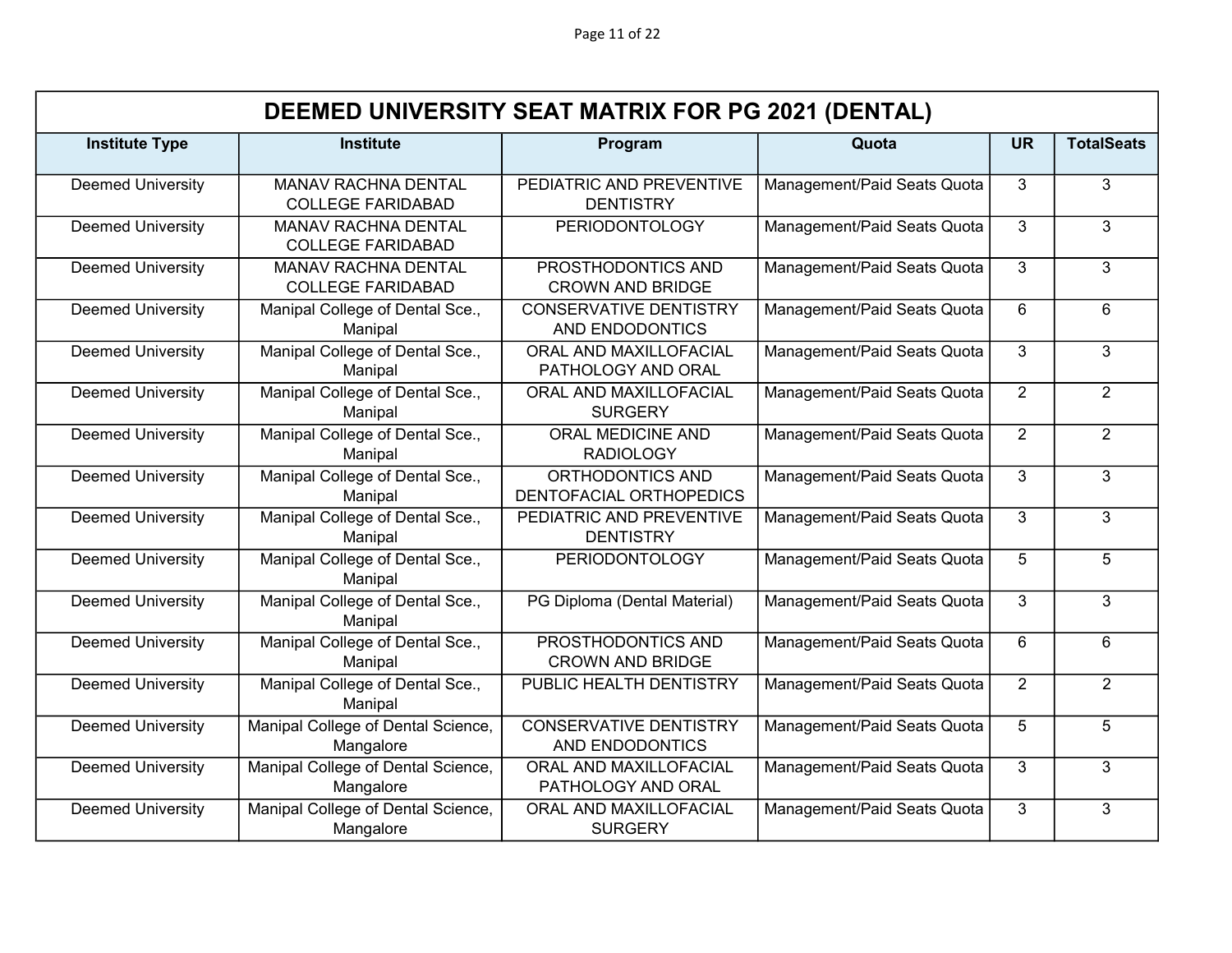| DEEMED UNIVERSITY SEAT MATRIX FOR PG 2021 (DENTAL) | | | | | |
|---|---|---|---|---|---|
| **Institute Type** | **Institute** | **Program** | **Quota** | **UR** | **TotalSeats** |
| Deemed University | MANAV RACHNA DENTAL COLLEGE FARIDABAD | PEDIATRIC AND PREVENTIVE DENTISTRY | Management/Paid Seats Quota | 3 | 3 |
| Deemed University | MANAV RACHNA DENTAL COLLEGE FARIDABAD | PERIODONTOLOGY | Management/Paid Seats Quota | 3 | 3 |
| Deemed University | MANAV RACHNA DENTAL COLLEGE FARIDABAD | PROSTHODONTICS AND CROWN AND BRIDGE | Management/Paid Seats Quota | 3 | 3 |
| Deemed University | Manipal College of Dental Sce., Manipal | CONSERVATIVE DENTISTRY AND ENDODONTICS | Management/Paid Seats Quota | 6 | 6 |
| Deemed University | Manipal College of Dental Sce., Manipal | ORAL AND MAXILLOFACIAL PATHOLOGY AND ORAL | Management/Paid Seats Quota | 3 | 3 |
| Deemed University | Manipal College of Dental Sce., Manipal | ORAL AND MAXILLOFACIAL SURGERY | Management/Paid Seats Quota | 2 | 2 |
| Deemed University | Manipal College of Dental Sce., Manipal | ORAL MEDICINE AND RADIOLOGY | Management/Paid Seats Quota | 2 | 2 |
| Deemed University | Manipal College of Dental Sce., Manipal | ORTHODONTICS AND DENTOFACIAL ORTHOPEDICS | Management/Paid Seats Quota | 3 | 3 |
| Deemed University | Manipal College of Dental Sce., Manipal | PEDIATRIC AND PREVENTIVE DENTISTRY | Management/Paid Seats Quota | 3 | 3 |
| Deemed University | Manipal College of Dental Sce., Manipal | PERIODONTOLOGY | Management/Paid Seats Quota | 5 | 5 |
| Deemed University | Manipal College of Dental Sce., Manipal | PG Diploma (Dental Material) | Management/Paid Seats Quota | 3 | 3 |
| Deemed University | Manipal College of Dental Sce., Manipal | PROSTHODONTICS AND CROWN AND BRIDGE | Management/Paid Seats Quota | 6 | 6 |
| Deemed University | Manipal College of Dental Sce., Manipal | PUBLIC HEALTH DENTISTRY | Management/Paid Seats Quota | 2 | 2 |
| Deemed University | Manipal College of Dental Science, Mangalore | CONSERVATIVE DENTISTRY AND ENDODONTICS | Management/Paid Seats Quota | 5 | 5 |
| Deemed University | Manipal College of Dental Science, Mangalore | ORAL AND MAXILLOFACIAL PATHOLOGY AND ORAL | Management/Paid Seats Quota | 3 | 3 |
| Deemed University | Manipal College of Dental Science, Mangalore | ORAL AND MAXILLOFACIAL SURGERY | Management/Paid Seats Quota | 3 | 3 |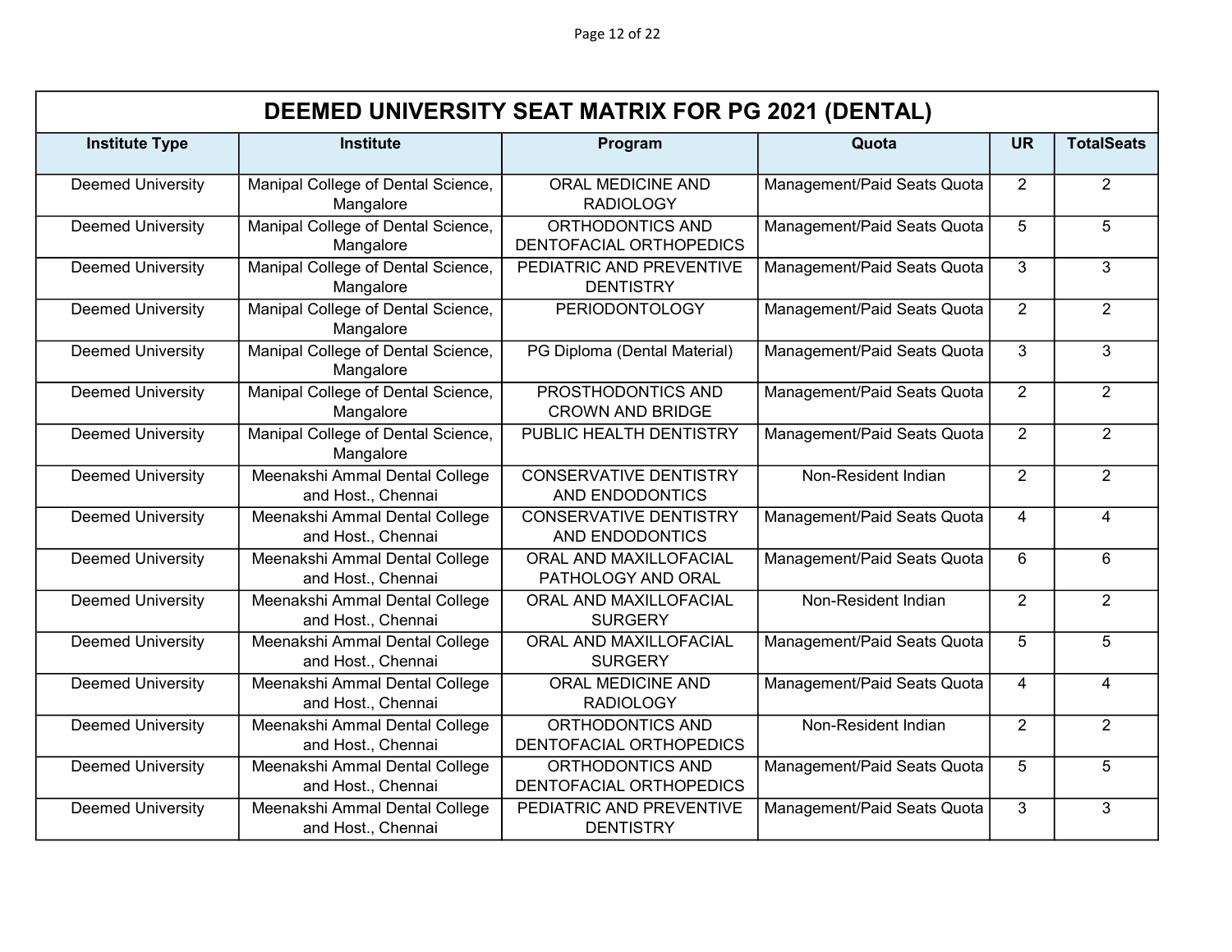| DEEMED UNIVERSITY SEAT MATRIX FOR PG 2021 (DENTAL) | | | | | |
|---|---|---|---|---|---|
| **Institute Type** | **Institute** | **Program** | **Quota** | **UR** | **TotalSeats** |
| Deemed University | Manipal College of Dental Science, Mangalore | ORAL MEDICINE AND RADIOLOGY | Management/Paid Seats Quota | 2 | 2 |
| Deemed University | Manipal College of Dental Science, Mangalore | ORTHODONTICS AND DENTOFACIAL ORTHOPEDICS | Management/Paid Seats Quota | 5 | 5 |
| Deemed University | Manipal College of Dental Science, Mangalore | PEDIATRIC AND PREVENTIVE DENTISTRY | Management/Paid Seats Quota | 3 | 3 |
| Deemed University | Manipal College of Dental Science, Mangalore | PERIODONTOLOGY | Management/Paid Seats Quota | 2 | 2 |
| Deemed University | Manipal College of Dental Science, Mangalore | PG Diploma (Dental Material) | Management/Paid Seats Quota | 3 | 3 |
| Deemed University | Manipal College of Dental Science, Mangalore | PROSTHODONTICS AND CROWN AND BRIDGE | Management/Paid Seats Quota | 2 | 2 |
| Deemed University | Manipal College of Dental Science, Mangalore | PUBLIC HEALTH DENTISTRY | Management/Paid Seats Quota | 2 | 2 |
| Deemed University | Meenakshi Ammal Dental College and Host., Chennai | CONSERVATIVE DENTISTRY AND ENDODONTICS | Non-Resident Indian | 2 | 2 |
| Deemed University | Meenakshi Ammal Dental College and Host., Chennai | CONSERVATIVE DENTISTRY AND ENDODONTICS | Management/Paid Seats Quota | 4 | 4 |
| Deemed University | Meenakshi Ammal Dental College and Host., Chennai | ORAL AND MAXILLOFACIAL PATHOLOGY AND ORAL | Management/Paid Seats Quota | 6 | 6 |
| Deemed University | Meenakshi Ammal Dental College and Host., Chennai | ORAL AND MAXILLOFACIAL SURGERY | Non-Resident Indian | 2 | 2 |
| Deemed University | Meenakshi Ammal Dental College and Host., Chennai | ORAL AND MAXILLOFACIAL SURGERY | Management/Paid Seats Quota | 5 | 5 |
| Deemed University | Meenakshi Ammal Dental College and Host., Chennai | ORAL MEDICINE AND RADIOLOGY | Management/Paid Seats Quota | 4 | 4 |
| Deemed University | Meenakshi Ammal Dental College and Host., Chennai | ORTHODONTICS AND DENTOFACIAL ORTHOPEDICS | Non-Resident Indian | 2 | 2 |
| Deemed University | Meenakshi Ammal Dental College and Host., Chennai | ORTHODONTICS AND DENTOFACIAL ORTHOPEDICS | Management/Paid Seats Quota | 5 | 5 |
| Deemed University | Meenakshi Ammal Dental College and Host., Chennai | PEDIATRIC AND PREVENTIVE DENTISTRY | Management/Paid Seats Quota | 3 | 3 |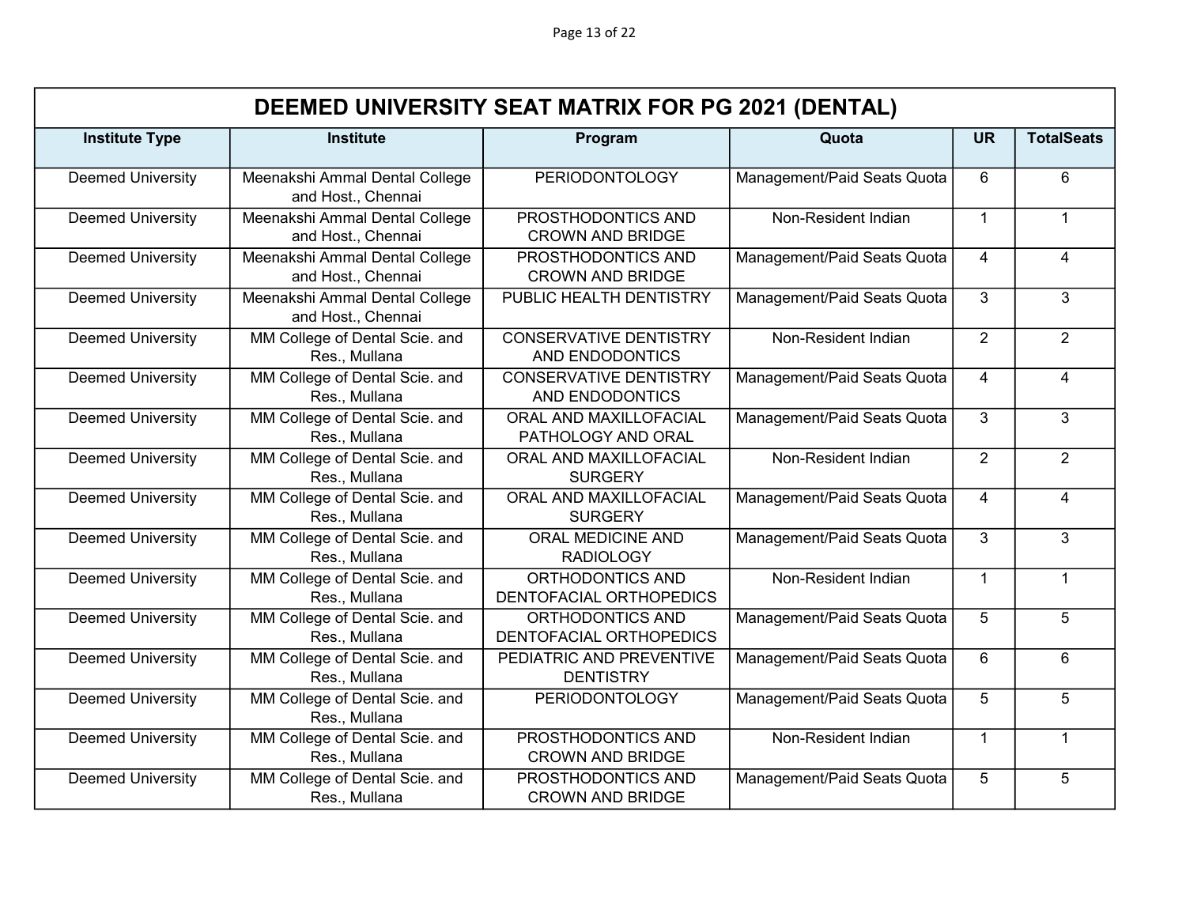| DEEMED UNIVERSITY SEAT MATRIX FOR PG 2021 (DENTAL) | | | | | |
|---|---|---|---|---|---|
| **Institute Type** | **Institute** | **Program** | **Quota** | **UR** | **TotalSeats** |
| Deemed University | Meenakshi Ammal Dental College and Host., Chennai | PERIODONTOLOGY | Management/Paid Seats Quota | 6 | 6 |
| Deemed University | Meenakshi Ammal Dental College and Host., Chennai | PROSTHODONTICS AND CROWN AND BRIDGE | Non-Resident Indian | 1 | 1 |
| Deemed University | Meenakshi Ammal Dental College and Host., Chennai | PROSTHODONTICS AND CROWN AND BRIDGE | Management/Paid Seats Quota | 4 | 4 |
| Deemed University | Meenakshi Ammal Dental College and Host., Chennai | PUBLIC HEALTH DENTISTRY | Management/Paid Seats Quota | 3 | 3 |
| Deemed University | MM College of Dental Scie. and Res., Mullana | CONSERVATIVE DENTISTRY AND ENDODONTICS | Non-Resident Indian | 2 | 2 |
| Deemed University | MM College of Dental Scie. and Res., Mullana | CONSERVATIVE DENTISTRY AND ENDODONTICS | Management/Paid Seats Quota | 4 | 4 |
| Deemed University | MM College of Dental Scie. and Res., Mullana | ORAL AND MAXILLOFACIAL PATHOLOGY AND ORAL | Management/Paid Seats Quota | 3 | 3 |
| Deemed University | MM College of Dental Scie. and Res., Mullana | ORAL AND MAXILLOFACIAL SURGERY | Non-Resident Indian | 2 | 2 |
| Deemed University | MM College of Dental Scie. and Res., Mullana | ORAL AND MAXILLOFACIAL SURGERY | Management/Paid Seats Quota | 4 | 4 |
| Deemed University | MM College of Dental Scie. and Res., Mullana | ORAL MEDICINE AND RADIOLOGY | Management/Paid Seats Quota | 3 | 3 |
| Deemed University | MM College of Dental Scie. and Res., Mullana | ORTHODONTICS AND DENTOFACIAL ORTHOPEDICS | Non-Resident Indian | 1 | 1 |
| Deemed University | MM College of Dental Scie. and Res., Mullana | ORTHODONTICS AND DENTOFACIAL ORTHOPEDICS | Management/Paid Seats Quota | 5 | 5 |
| Deemed University | MM College of Dental Scie. and Res., Mullana | PEDIATRIC AND PREVENTIVE DENTISTRY | Management/Paid Seats Quota | 6 | 6 |
| Deemed University | MM College of Dental Scie. and Res., Mullana | PERIODONTOLOGY | Management/Paid Seats Quota | 5 | 5 |
| Deemed University | MM College of Dental Scie. and Res., Mullana | PROSTHODONTICS AND CROWN AND BRIDGE | Non-Resident Indian | 1 | 1 |
| Deemed University | MM College of Dental Scie. and Res., Mullana | PROSTHODONTICS AND CROWN AND BRIDGE | Management/Paid Seats Quota | 5 | 5 |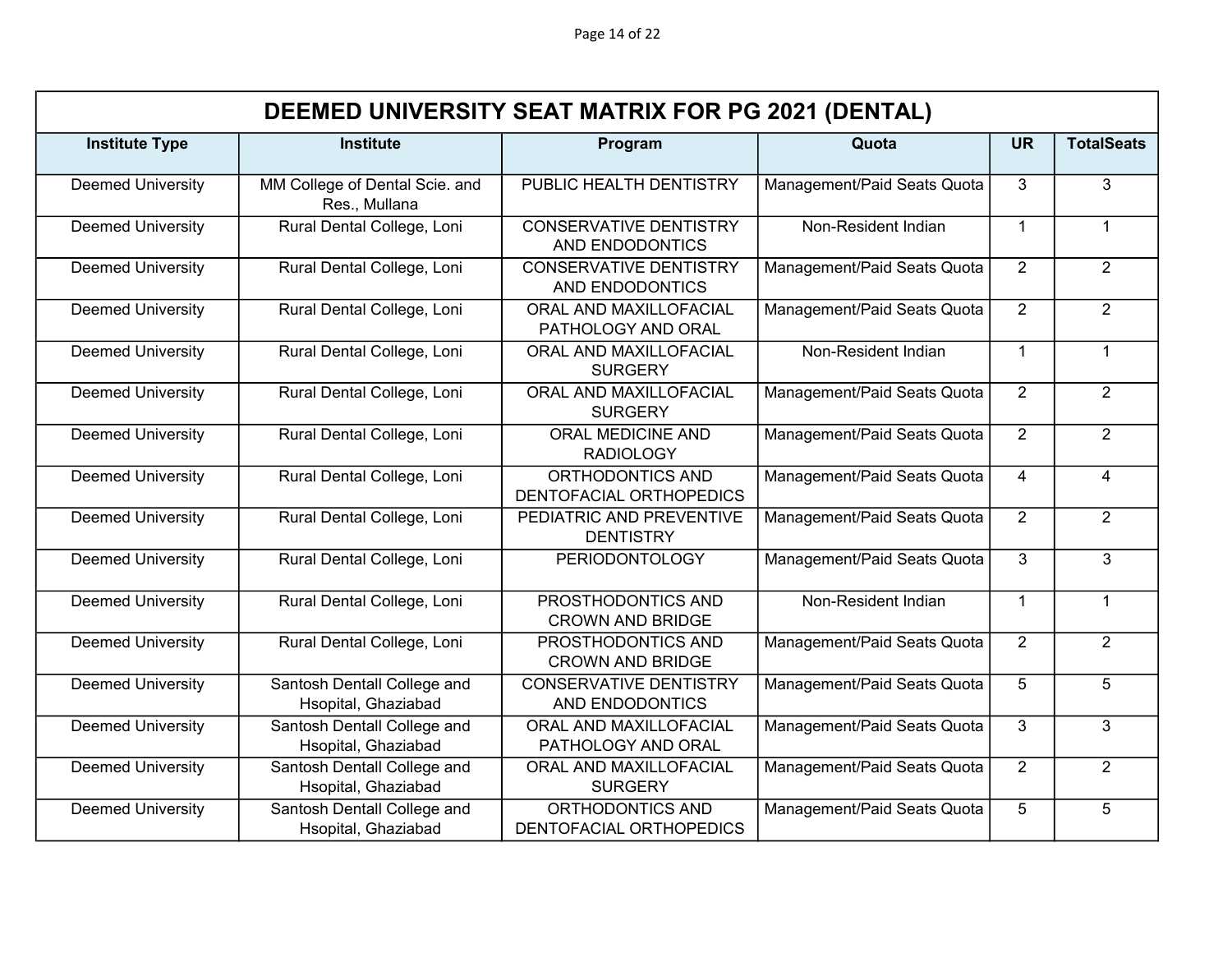| DEEMED UNIVERSITY SEAT MATRIX FOR PG 2021 (DENTAL) | | | | | |
|---|---|---|---|---|---|
| Institute Type | Institute | Program | Quota | UR | TotalSeats |
| Deemed University | MM College of Dental Scie. and Res., Mullana | PUBLIC HEALTH DENTISTRY | Management/Paid Seats Quota | 3 | 3 |
| Deemed University | Rural Dental College, Loni | CONSERVATIVE DENTISTRY AND ENDODONTICS | Non-Resident Indian | 1 | 1 |
| Deemed University | Rural Dental College, Loni | CONSERVATIVE DENTISTRY AND ENDODONTICS | Management/Paid Seats Quota | 2 | 2 |
| Deemed University | Rural Dental College, Loni | ORAL AND MAXILLOFACIAL PATHOLOGY AND ORAL | Management/Paid Seats Quota | 2 | 2 |
| Deemed University | Rural Dental College, Loni | ORAL AND MAXILLOFACIAL SURGERY | Non-Resident Indian | 1 | 1 |
| Deemed University | Rural Dental College, Loni | ORAL AND MAXILLOFACIAL SURGERY | Management/Paid Seats Quota | 2 | 2 |
| Deemed University | Rural Dental College, Loni | ORAL MEDICINE AND RADIOLOGY | Management/Paid Seats Quota | 2 | 2 |
| Deemed University | Rural Dental College, Loni | ORTHODONTICS AND DENTOFACIAL ORTHOPEDICS | Management/Paid Seats Quota | 4 | 4 |
| Deemed University | Rural Dental College, Loni | PEDIATRIC AND PREVENTIVE DENTISTRY | Management/Paid Seats Quota | 2 | 2 |
| Deemed University | Rural Dental College, Loni | PERIODONTOLOGY | Management/Paid Seats Quota | 3 | 3 |
| Deemed University | Rural Dental College, Loni | PROSTHODONTICS AND CROWN AND BRIDGE | Non-Resident Indian | 1 | 1 |
| Deemed University | Rural Dental College, Loni | PROSTHODONTICS AND CROWN AND BRIDGE | Management/Paid Seats Quota | 2 | 2 |
| Deemed University | Santosh Dentall College and Hsopital, Ghaziabad | CONSERVATIVE DENTISTRY AND ENDODONTICS | Management/Paid Seats Quota | 5 | 5 |
| Deemed University | Santosh Dentall College and Hsopital, Ghaziabad | ORAL AND MAXILLOFACIAL PATHOLOGY AND ORAL | Management/Paid Seats Quota | 3 | 3 |
| Deemed University | Santosh Dentall College and Hsopital, Ghaziabad | ORAL AND MAXILLOFACIAL SURGERY | Management/Paid Seats Quota | 2 | 2 |
| Deemed University | Santosh Dentall College and Hsopital, Ghaziabad | ORTHODONTICS AND DENTOFACIAL ORTHOPEDICS | Management/Paid Seats Quota | 5 | 5 |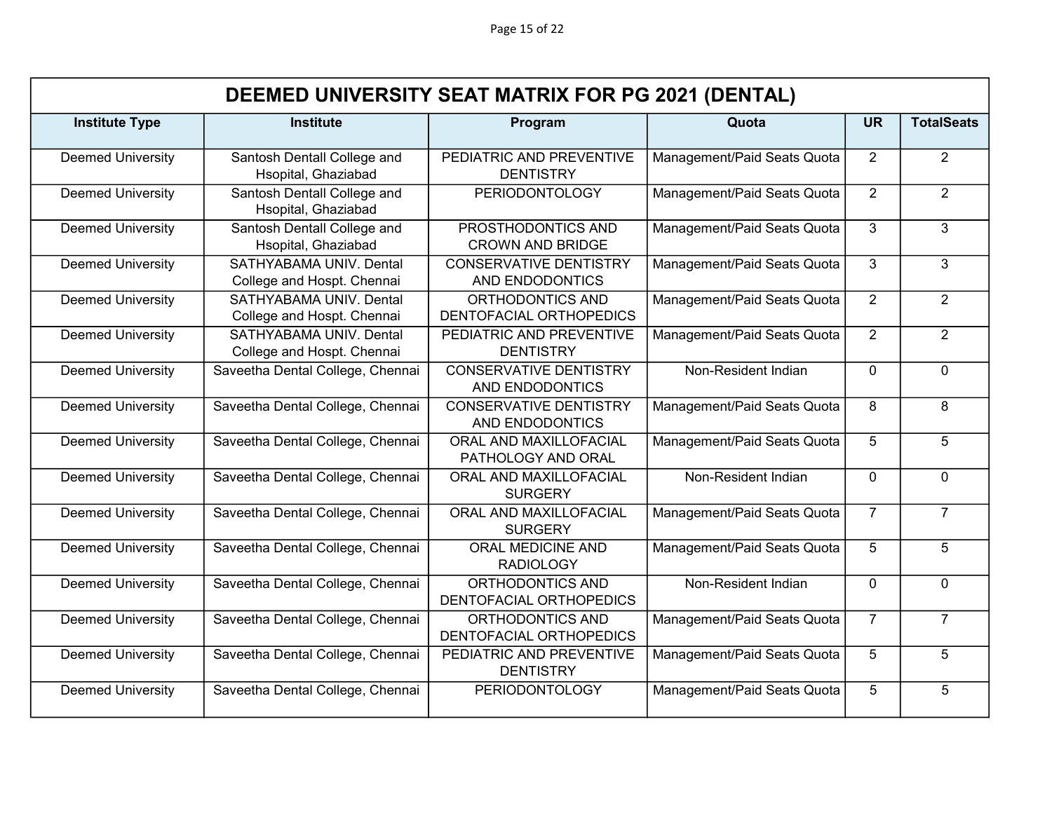| DEEMED UNIVERSITY SEAT MATRIX FOR PG 2021 (DENTAL) | | | | | |
|---|---|---|---|---|---|
| **Institute Type** | **Institute** | **Program** | **Quota** | **UR** | **TotalSeats** |
| Deemed University | Santosh Dentall College and Hsopital, Ghaziabad | PEDIATRIC AND PREVENTIVE DENTISTRY | Management/Paid Seats Quota | 2 | 2 |
| Deemed University | Santosh Dentall College and Hsopital, Ghaziabad | PERIODONTOLOGY | Management/Paid Seats Quota | 2 | 2 |
| Deemed University | Santosh Dentall College and Hsopital, Ghaziabad | PROSTHODONTICS AND CROWN AND BRIDGE | Management/Paid Seats Quota | 3 | 3 |
| Deemed University | SATHYABAMA UNIV. Dental College and Hospt. Chennai | CONSERVATIVE DENTISTRY AND ENDODONTICS | Management/Paid Seats Quota | 3 | 3 |
| Deemed University | SATHYABAMA UNIV. Dental College and Hospt. Chennai | ORTHODONTICS AND DENTOFACIAL ORTHOPEDICS | Management/Paid Seats Quota | 2 | 2 |
| Deemed University | SATHYABAMA UNIV. Dental College and Hospt. Chennai | PEDIATRIC AND PREVENTIVE DENTISTRY | Management/Paid Seats Quota | 2 | 2 |
| Deemed University | Saveetha Dental College, Chennai | CONSERVATIVE DENTISTRY AND ENDODONTICS | Non-Resident Indian | 0 | 0 |
| Deemed University | Saveetha Dental College, Chennai | CONSERVATIVE DENTISTRY AND ENDODONTICS | Management/Paid Seats Quota | 8 | 8 |
| Deemed University | Saveetha Dental College, Chennai | ORAL AND MAXILLOFACIAL PATHOLOGY AND ORAL | Management/Paid Seats Quota | 5 | 5 |
| Deemed University | Saveetha Dental College, Chennai | ORAL AND MAXILLOFACIAL SURGERY | Non-Resident Indian | 0 | 0 |
| Deemed University | Saveetha Dental College, Chennai | ORAL AND MAXILLOFACIAL SURGERY | Management/Paid Seats Quota | 7 | 7 |
| Deemed University | Saveetha Dental College, Chennai | ORAL MEDICINE AND RADIOLOGY | Management/Paid Seats Quota | 5 | 5 |
| Deemed University | Saveetha Dental College, Chennai | ORTHODONTICS AND DENTOFACIAL ORTHOPEDICS | Non-Resident Indian | 0 | 0 |
| Deemed University | Saveetha Dental College, Chennai | ORTHODONTICS AND DENTOFACIAL ORTHOPEDICS | Management/Paid Seats Quota | 7 | 7 |
| Deemed University | Saveetha Dental College, Chennai | PEDIATRIC AND PREVENTIVE DENTISTRY | Management/Paid Seats Quota | 5 | 5 |
| Deemed University | Saveetha Dental College, Chennai | PERIODONTOLOGY | Management/Paid Seats Quota | 5 | 5 |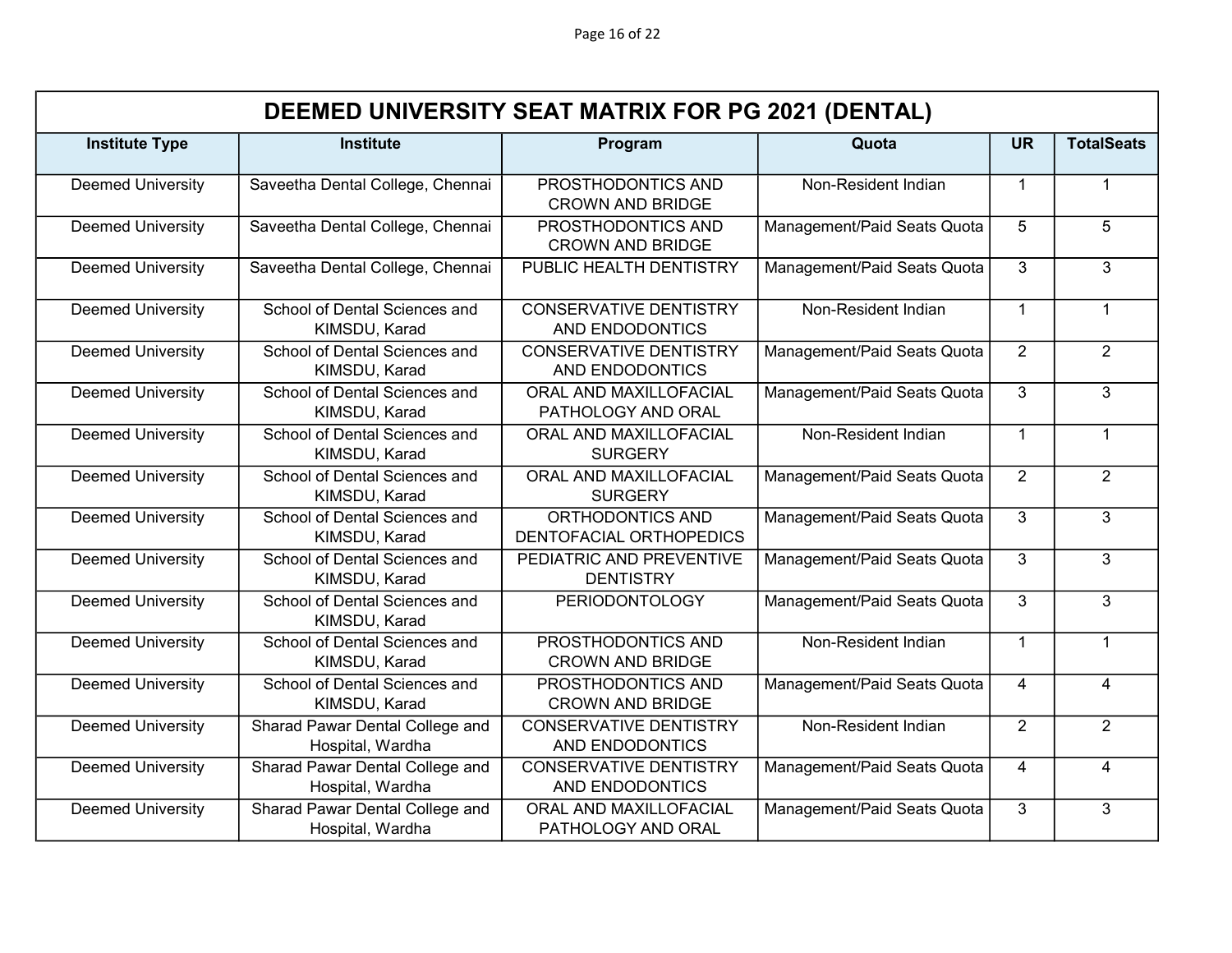| DEEMED UNIVERSITY SEAT MATRIX FOR PG 2021 (DENTAL) | | | | | |
|---|---|---|---|---|---|
| **Institute Type** | **Institute** | **Program** | **Quota** | **UR** | **TotalSeats** |
| Deemed University | Saveetha Dental College, Chennai | PROSTHODONTICS AND CROWN AND BRIDGE | Non-Resident Indian | 1 | 1 |
| Deemed University | Saveetha Dental College, Chennai | PROSTHODONTICS AND CROWN AND BRIDGE | Management/Paid Seats Quota | 5 | 5 |
| Deemed University | Saveetha Dental College, Chennai | PUBLIC HEALTH DENTISTRY | Management/Paid Seats Quota | 3 | 3 |
| Deemed University | School of Dental Sciences and KIMSDU, Karad | CONSERVATIVE DENTISTRY AND ENDODONTICS | Non-Resident Indian | 1 | 1 |
| Deemed University | School of Dental Sciences and KIMSDU, Karad | CONSERVATIVE DENTISTRY AND ENDODONTICS | Management/Paid Seats Quota | 2 | 2 |
| Deemed University | School of Dental Sciences and KIMSDU, Karad | ORAL AND MAXILLOFACIAL PATHOLOGY AND ORAL | Management/Paid Seats Quota | 3 | 3 |
| Deemed University | School of Dental Sciences and KIMSDU, Karad | ORAL AND MAXILLOFACIAL SURGERY | Non-Resident Indian | 1 | 1 |
| Deemed University | School of Dental Sciences and KIMSDU, Karad | ORAL AND MAXILLOFACIAL SURGERY | Management/Paid Seats Quota | 2 | 2 |
| Deemed University | School of Dental Sciences and KIMSDU, Karad | ORTHODONTICS AND DENTOFACIAL ORTHOPEDICS | Management/Paid Seats Quota | 3 | 3 |
| Deemed University | School of Dental Sciences and KIMSDU, Karad | PEDIATRIC AND PREVENTIVE DENTISTRY | Management/Paid Seats Quota | 3 | 3 |
| Deemed University | School of Dental Sciences and KIMSDU, Karad | PERIODONTOLOGY | Management/Paid Seats Quota | 3 | 3 |
| Deemed University | School of Dental Sciences and KIMSDU, Karad | PROSTHODONTICS AND CROWN AND BRIDGE | Non-Resident Indian | 1 | 1 |
| Deemed University | School of Dental Sciences and KIMSDU, Karad | PROSTHODONTICS AND CROWN AND BRIDGE | Management/Paid Seats Quota | 4 | 4 |
| Deemed University | Sharad Pawar Dental College and Hospital, Wardha | CONSERVATIVE DENTISTRY AND ENDODONTICS | Non-Resident Indian | 2 | 2 |
| Deemed University | Sharad Pawar Dental College and Hospital, Wardha | CONSERVATIVE DENTISTRY AND ENDODONTICS | Management/Paid Seats Quota | 4 | 4 |
| Deemed University | Sharad Pawar Dental College and Hospital, Wardha | ORAL AND MAXILLOFACIAL PATHOLOGY AND ORAL | Management/Paid Seats Quota | 3 | 3 |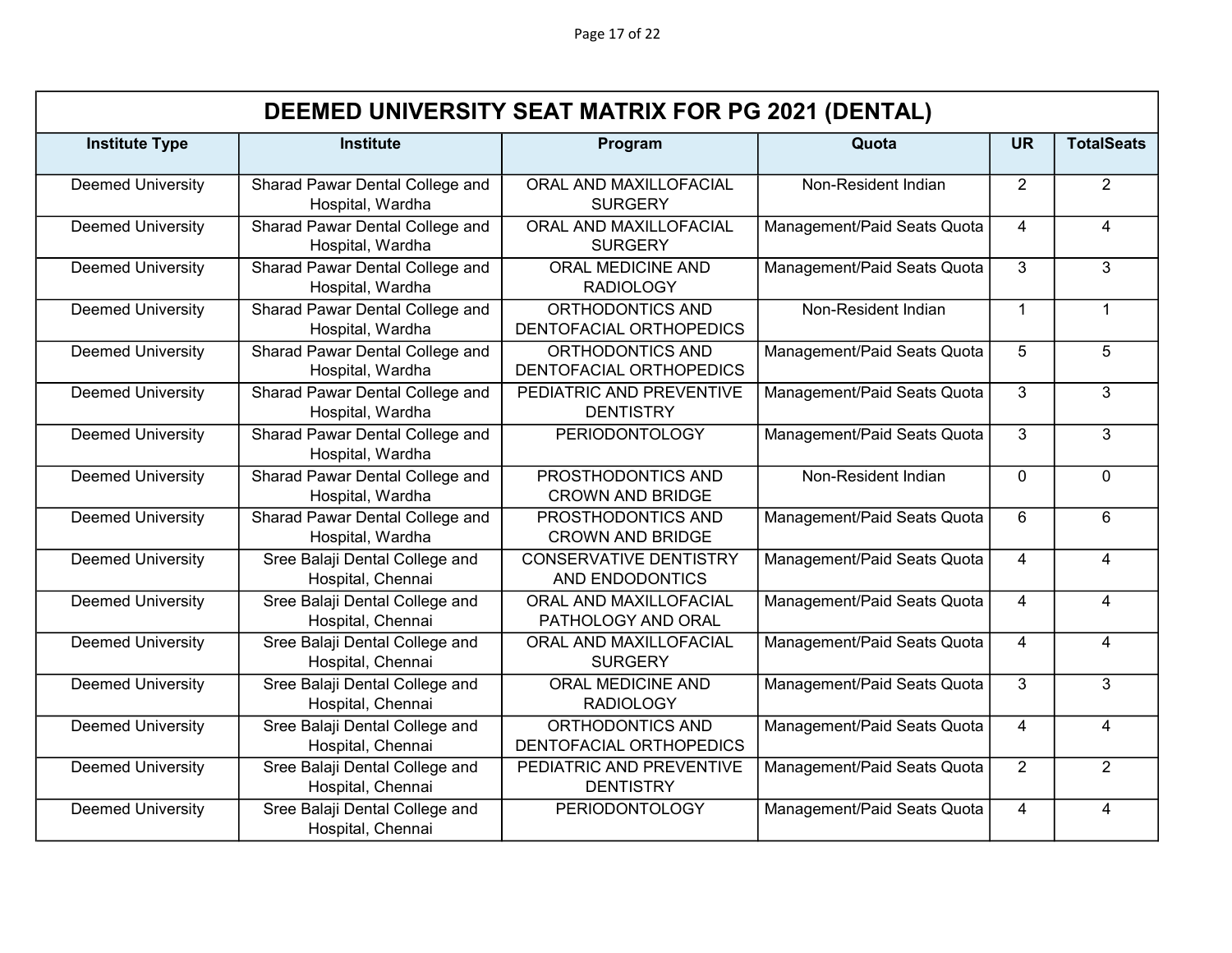| DEEMED UNIVERSITY SEAT MATRIX FOR PG 2021 (DENTAL) | | | | | |
|---|---|---|---|---|---|
| **Institute Type** | **Institute** | **Program** | **Quota** | **UR** | **TotalSeats** |
| Deemed University | Sharad Pawar Dental College and Hospital, Wardha | ORAL AND MAXILLOFACIAL SURGERY | Non-Resident Indian | 2 | 2 |
| Deemed University | Sharad Pawar Dental College and Hospital, Wardha | ORAL AND MAXILLOFACIAL SURGERY | Management/Paid Seats Quota | 4 | 4 |
| Deemed University | Sharad Pawar Dental College and Hospital, Wardha | ORAL MEDICINE AND RADIOLOGY | Management/Paid Seats Quota | 3 | 3 |
| Deemed University | Sharad Pawar Dental College and Hospital, Wardha | ORTHODONTICS AND DENTOFACIAL ORTHOPEDICS | Non-Resident Indian | 1 | 1 |
| Deemed University | Sharad Pawar Dental College and Hospital, Wardha | ORTHODONTICS AND DENTOFACIAL ORTHOPEDICS | Management/Paid Seats Quota | 5 | 5 |
| Deemed University | Sharad Pawar Dental College and Hospital, Wardha | PEDIATRIC AND PREVENTIVE DENTISTRY | Management/Paid Seats Quota | 3 | 3 |
| Deemed University | Sharad Pawar Dental College and Hospital, Wardha | PERIODONTOLOGY | Management/Paid Seats Quota | 3 | 3 |
| Deemed University | Sharad Pawar Dental College and Hospital, Wardha | PROSTHODONTICS AND CROWN AND BRIDGE | Non-Resident Indian | 0 | 0 |
| Deemed University | Sharad Pawar Dental College and Hospital, Wardha | PROSTHODONTICS AND CROWN AND BRIDGE | Management/Paid Seats Quota | 6 | 6 |
| Deemed University | Sree Balaji Dental College and Hospital, Chennai | CONSERVATIVE DENTISTRY AND ENDODONTICS | Management/Paid Seats Quota | 4 | 4 |
| Deemed University | Sree Balaji Dental College and Hospital, Chennai | ORAL AND MAXILLOFACIAL PATHOLOGY AND ORAL | Management/Paid Seats Quota | 4 | 4 |
| Deemed University | Sree Balaji Dental College and Hospital, Chennai | ORAL AND MAXILLOFACIAL SURGERY | Management/Paid Seats Quota | 4 | 4 |
| Deemed University | Sree Balaji Dental College and Hospital, Chennai | ORAL MEDICINE AND RADIOLOGY | Management/Paid Seats Quota | 3 | 3 |
| Deemed University | Sree Balaji Dental College and Hospital, Chennai | ORTHODONTICS AND DENTOFACIAL ORTHOPEDICS | Management/Paid Seats Quota | 4 | 4 |
| Deemed University | Sree Balaji Dental College and Hospital, Chennai | PEDIATRIC AND PREVENTIVE DENTISTRY | Management/Paid Seats Quota | 2 | 2 |
| Deemed University | Sree Balaji Dental College and Hospital, Chennai | PERIODONTOLOGY | Management/Paid Seats Quota | 4 | 4 |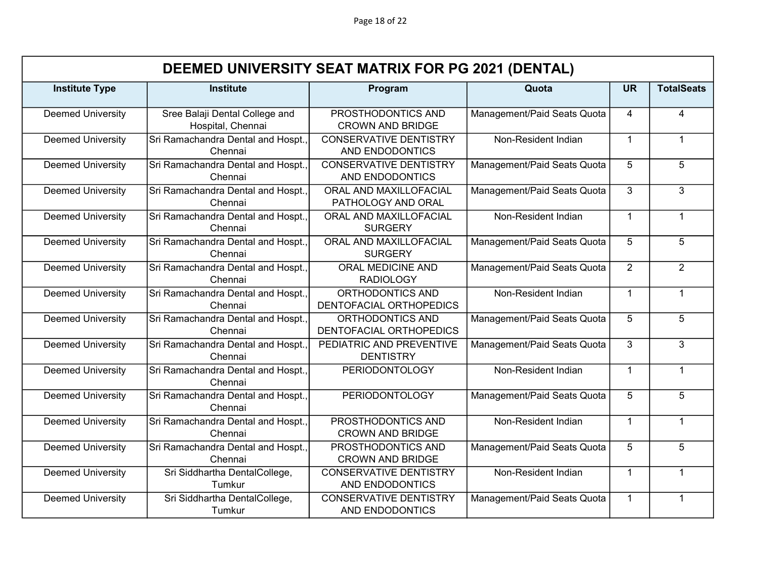| DEEMED UNIVERSITY SEAT MATRIX FOR PG 2021 (DENTAL) | | | | | |
|---|---|---|---|---|---|
| **Institute Type** | **Institute** | **Program** | **Quota** | **UR** | **TotalSeats** |
| Deemed University | Sree Balaji Dental College and Hospital, Chennai | PROSTHODONTICS AND CROWN AND BRIDGE | Management/Paid Seats Quota | 4 | 4 |
| Deemed University | Sri Ramachandra Dental and Hospt., Chennai | CONSERVATIVE DENTISTRY AND ENDODONTICS | Non-Resident Indian | 1 | 1 |
| Deemed University | Sri Ramachandra Dental and Hospt., Chennai | CONSERVATIVE DENTISTRY AND ENDODONTICS | Management/Paid Seats Quota | 5 | 5 |
| Deemed University | Sri Ramachandra Dental and Hospt., Chennai | ORAL AND MAXILLOFACIAL PATHOLOGY AND ORAL | Management/Paid Seats Quota | 3 | 3 |
| Deemed University | Sri Ramachandra Dental and Hospt., Chennai | ORAL AND MAXILLOFACIAL SURGERY | Non-Resident Indian | 1 | 1 |
| Deemed University | Sri Ramachandra Dental and Hospt., Chennai | ORAL AND MAXILLOFACIAL SURGERY | Management/Paid Seats Quota | 5 | 5 |
| Deemed University | Sri Ramachandra Dental and Hospt., Chennai | ORAL MEDICINE AND RADIOLOGY | Management/Paid Seats Quota | 2 | 2 |
| Deemed University | Sri Ramachandra Dental and Hospt., Chennai | ORTHODONTICS AND DENTOFACIAL ORTHOPEDICS | Non-Resident Indian | 1 | 1 |
| Deemed University | Sri Ramachandra Dental and Hospt., Chennai | ORTHODONTICS AND DENTOFACIAL ORTHOPEDICS | Management/Paid Seats Quota | 5 | 5 |
| Deemed University | Sri Ramachandra Dental and Hospt., Chennai | PEDIATRIC AND PREVENTIVE DENTISTRY | Management/Paid Seats Quota | 3 | 3 |
| Deemed University | Sri Ramachandra Dental and Hospt., Chennai | PERIODONTOLOGY | Non-Resident Indian | 1 | 1 |
| Deemed University | Sri Ramachandra Dental and Hospt., Chennai | PERIODONTOLOGY | Management/Paid Seats Quota | 5 | 5 |
| Deemed University | Sri Ramachandra Dental and Hospt., Chennai | PROSTHODONTICS AND CROWN AND BRIDGE | Non-Resident Indian | 1 | 1 |
| Deemed University | Sri Ramachandra Dental and Hospt., Chennai | PROSTHODONTICS AND CROWN AND BRIDGE | Management/Paid Seats Quota | 5 | 5 |
| Deemed University | Sri Siddhartha DentalCollege, Tumkur | CONSERVATIVE DENTISTRY AND ENDODONTICS | Non-Resident Indian | 1 | 1 |
| Deemed University | Sri Siddhartha DentalCollege, Tumkur | CONSERVATIVE DENTISTRY AND ENDODONTICS | Management/Paid Seats Quota | 1 | 1 |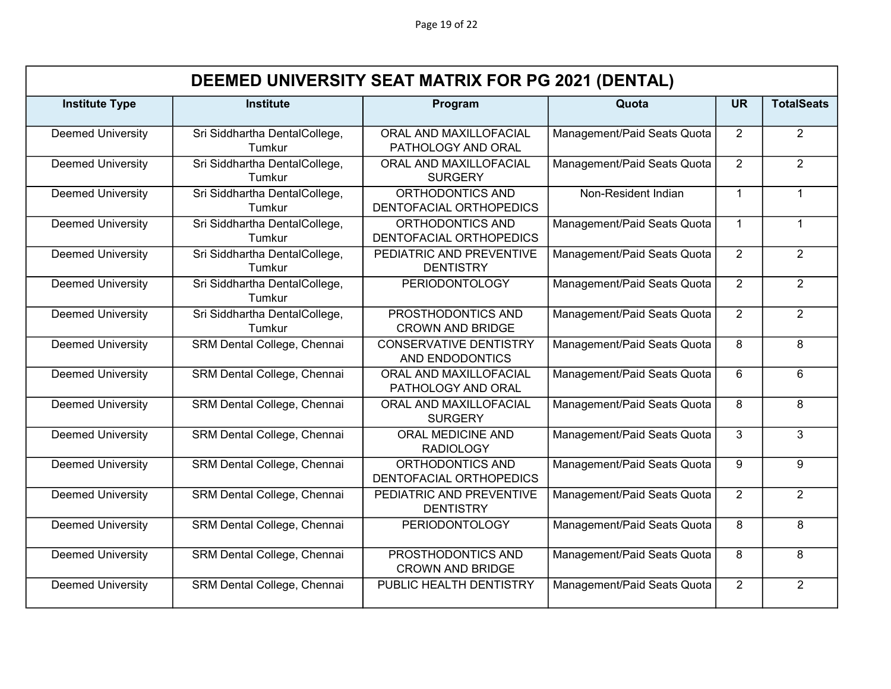# DEEMED UNIVERSITY SEAT MATRIX FOR PG 2021 (DENTAL)

| Institute Type | Institute | Program | Quota | UR | TotalSeats |
|---|---|---|---|---|---|
| Deemed University | Sri Siddhartha DentalCollege, Tumkur | ORAL AND MAXILLOFACIAL PATHOLOGY AND ORAL | Management/Paid Seats Quota | 2 | 2 |
| Deemed University | Sri Siddhartha DentalCollege, Tumkur | ORAL AND MAXILLOFACIAL SURGERY | Management/Paid Seats Quota | 2 | 2 |
| Deemed University | Sri Siddhartha DentalCollege, Tumkur | ORTHODONTICS AND DENTOFACIAL ORTHOPEDICS | Non-Resident Indian | 1 | 1 |
| Deemed University | Sri Siddhartha DentalCollege, Tumkur | ORTHODONTICS AND DENTOFACIAL ORTHOPEDICS | Management/Paid Seats Quota | 1 | 1 |
| Deemed University | Sri Siddhartha DentalCollege, Tumkur | PEDIATRIC AND PREVENTIVE DENTISTRY | Management/Paid Seats Quota | 2 | 2 |
| Deemed University | Sri Siddhartha DentalCollege, Tumkur | PERIODONTOLOGY | Management/Paid Seats Quota | 2 | 2 |
| Deemed University | Sri Siddhartha DentalCollege, Tumkur | PROSTHODONTICS AND CROWN AND BRIDGE | Management/Paid Seats Quota | 2 | 2 |
| Deemed University | SRM Dental College, Chennai | CONSERVATIVE DENTISTRY AND ENDODONTICS | Management/Paid Seats Quota | 8 | 8 |
| Deemed University | SRM Dental College, Chennai | ORAL AND MAXILLOFACIAL PATHOLOGY AND ORAL | Management/Paid Seats Quota | 6 | 6 |
| Deemed University | SRM Dental College, Chennai | ORAL AND MAXILLOFACIAL SURGERY | Management/Paid Seats Quota | 8 | 8 |
| Deemed University | SRM Dental College, Chennai | ORAL MEDICINE AND RADIOLOGY | Management/Paid Seats Quota | 3 | 3 |
| Deemed University | SRM Dental College, Chennai | ORTHODONTICS AND DENTOFACIAL ORTHOPEDICS | Management/Paid Seats Quota | 9 | 9 |
| Deemed University | SRM Dental College, Chennai | PEDIATRIC AND PREVENTIVE DENTISTRY | Management/Paid Seats Quota | 2 | 2 |
| Deemed University | SRM Dental College, Chennai | PERIODONTOLOGY | Management/Paid Seats Quota | 8 | 8 |
| Deemed University | SRM Dental College, Chennai | PROSTHODONTICS AND CROWN AND BRIDGE | Management/Paid Seats Quota | 8 | 8 |
| Deemed University | SRM Dental College, Chennai | PUBLIC HEALTH DENTISTRY | Management/Paid Seats Quota | 2 | 2 |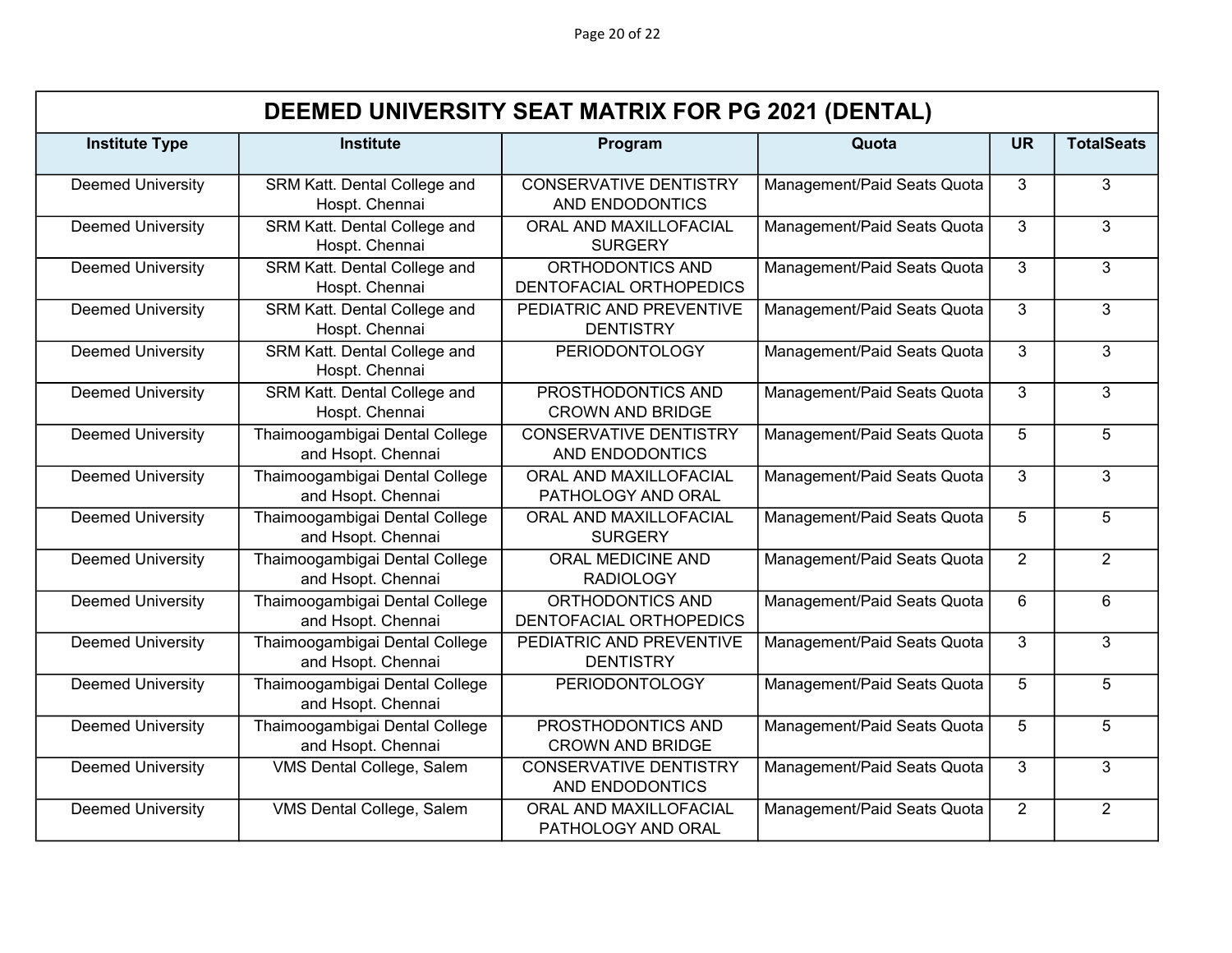# DEEMED UNIVERSITY SEAT MATRIX FOR PG 2021 (DENTAL)

| Institute Type | Institute | Program | Quota | UR | TotalSeats |
|---|---|---|---|---|---|
| Deemed University | SRM Katt. Dental College and Hospt. Chennai | CONSERVATIVE DENTISTRY AND ENDODONTICS | Management/Paid Seats Quota | 3 | 3 |
| Deemed University | SRM Katt. Dental College and Hospt. Chennai | ORAL AND MAXILLOFACIAL SURGERY | Management/Paid Seats Quota | 3 | 3 |
| Deemed University | SRM Katt. Dental College and Hospt. Chennai | ORTHODONTICS AND DENTOFACIAL ORTHOPEDICS | Management/Paid Seats Quota | 3 | 3 |
| Deemed University | SRM Katt. Dental College and Hospt. Chennai | PEDIATRIC AND PREVENTIVE DENTISTRY | Management/Paid Seats Quota | 3 | 3 |
| Deemed University | SRM Katt. Dental College and Hospt. Chennai | PERIODONTOLOGY | Management/Paid Seats Quota | 3 | 3 |
| Deemed University | SRM Katt. Dental College and Hospt. Chennai | PROSTHODONTICS AND CROWN AND BRIDGE | Management/Paid Seats Quota | 3 | 3 |
| Deemed University | Thaimoogambigai Dental College and Hsopt. Chennai | CONSERVATIVE DENTISTRY AND ENDODONTICS | Management/Paid Seats Quota | 5 | 5 |
| Deemed University | Thaimoogambigai Dental College and Hsopt. Chennai | ORAL AND MAXILLOFACIAL PATHOLOGY AND ORAL | Management/Paid Seats Quota | 3 | 3 |
| Deemed University | Thaimoogambigai Dental College and Hsopt. Chennai | ORAL AND MAXILLOFACIAL SURGERY | Management/Paid Seats Quota | 5 | 5 |
| Deemed University | Thaimoogambigai Dental College and Hsopt. Chennai | ORAL MEDICINE AND RADIOLOGY | Management/Paid Seats Quota | 2 | 2 |
| Deemed University | Thaimoogambigai Dental College and Hsopt. Chennai | ORTHODONTICS AND DENTOFACIAL ORTHOPEDICS | Management/Paid Seats Quota | 6 | 6 |
| Deemed University | Thaimoogambigai Dental College and Hsopt. Chennai | PEDIATRIC AND PREVENTIVE DENTISTRY | Management/Paid Seats Quota | 3 | 3 |
| Deemed University | Thaimoogambigai Dental College and Hsopt. Chennai | PERIODONTOLOGY | Management/Paid Seats Quota | 5 | 5 |
| Deemed University | Thaimoogambigai Dental College and Hsopt. Chennai | PROSTHODONTICS AND CROWN AND BRIDGE | Management/Paid Seats Quota | 5 | 5 |
| Deemed University | VMS Dental College, Salem | CONSERVATIVE DENTISTRY AND ENDODONTICS | Management/Paid Seats Quota | 3 | 3 |
| Deemed University | VMS Dental College, Salem | ORAL AND MAXILLOFACIAL PATHOLOGY AND ORAL | Management/Paid Seats Quota | 2 | 2 |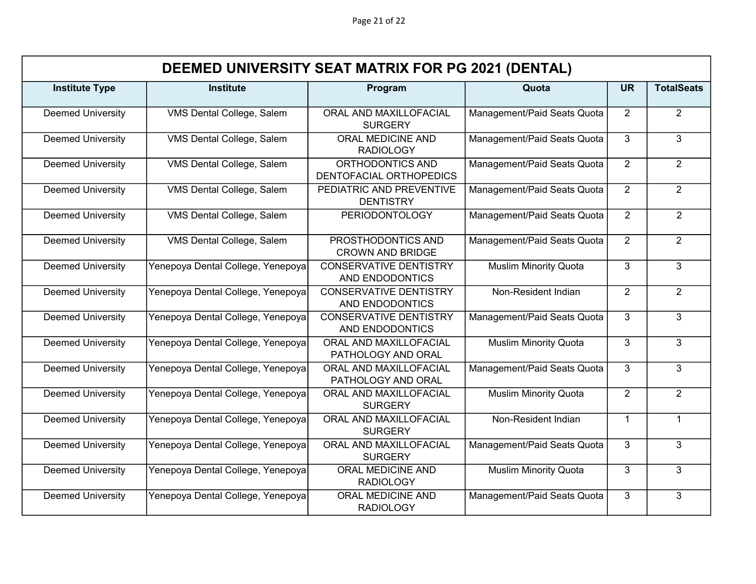| DEEMED UNIVERSITY SEAT MATRIX FOR PG 2021 (DENTAL) | | | | | |
|---|---|---|---|---|---|
| **Institute Type** | **Institute** | **Program** | **Quota** | **UR** | **TotalSeats** |
| Deemed University | VMS Dental College, Salem | ORAL AND MAXILLOFACIAL SURGERY | Management/Paid Seats Quota | 2 | 2 |
| Deemed University | VMS Dental College, Salem | ORAL MEDICINE AND RADIOLOGY | Management/Paid Seats Quota | 3 | 3 |
| Deemed University | VMS Dental College, Salem | ORTHODONTICS AND DENTOFACIAL ORTHOPEDICS | Management/Paid Seats Quota | 2 | 2 |
| Deemed University | VMS Dental College, Salem | PEDIATRIC AND PREVENTIVE DENTISTRY | Management/Paid Seats Quota | 2 | 2 |
| Deemed University | VMS Dental College, Salem | PERIODONTOLOGY | Management/Paid Seats Quota | 2 | 2 |
| Deemed University | VMS Dental College, Salem | PROSTHODONTICS AND CROWN AND BRIDGE | Management/Paid Seats Quota | 2 | 2 |
| Deemed University | Yenepoya Dental College, Yenepoya | CONSERVATIVE DENTISTRY AND ENDODONTICS | Muslim Minority Quota | 3 | 3 |
| Deemed University | Yenepoya Dental College, Yenepoya | CONSERVATIVE DENTISTRY AND ENDODONTICS | Non-Resident Indian | 2 | 2 |
| Deemed University | Yenepoya Dental College, Yenepoya | CONSERVATIVE DENTISTRY AND ENDODONTICS | Management/Paid Seats Quota | 3 | 3 |
| Deemed University | Yenepoya Dental College, Yenepoya | ORAL AND MAXILLOFACIAL PATHOLOGY AND ORAL | Muslim Minority Quota | 3 | 3 |
| Deemed University | Yenepoya Dental College, Yenepoya | ORAL AND MAXILLOFACIAL PATHOLOGY AND ORAL | Management/Paid Seats Quota | 3 | 3 |
| Deemed University | Yenepoya Dental College, Yenepoya | ORAL AND MAXILLOFACIAL SURGERY | Muslim Minority Quota | 2 | 2 |
| Deemed University | Yenepoya Dental College, Yenepoya | ORAL AND MAXILLOFACIAL SURGERY | Non-Resident Indian | 1 | 1 |
| Deemed University | Yenepoya Dental College, Yenepoya | ORAL AND MAXILLOFACIAL SURGERY | Management/Paid Seats Quota | 3 | 3 |
| Deemed University | Yenepoya Dental College, Yenepoya | ORAL MEDICINE AND RADIOLOGY | Muslim Minority Quota | 3 | 3 |
| Deemed University | Yenepoya Dental College, Yenepoya | ORAL MEDICINE AND RADIOLOGY | Management/Paid Seats Quota | 3 | 3 |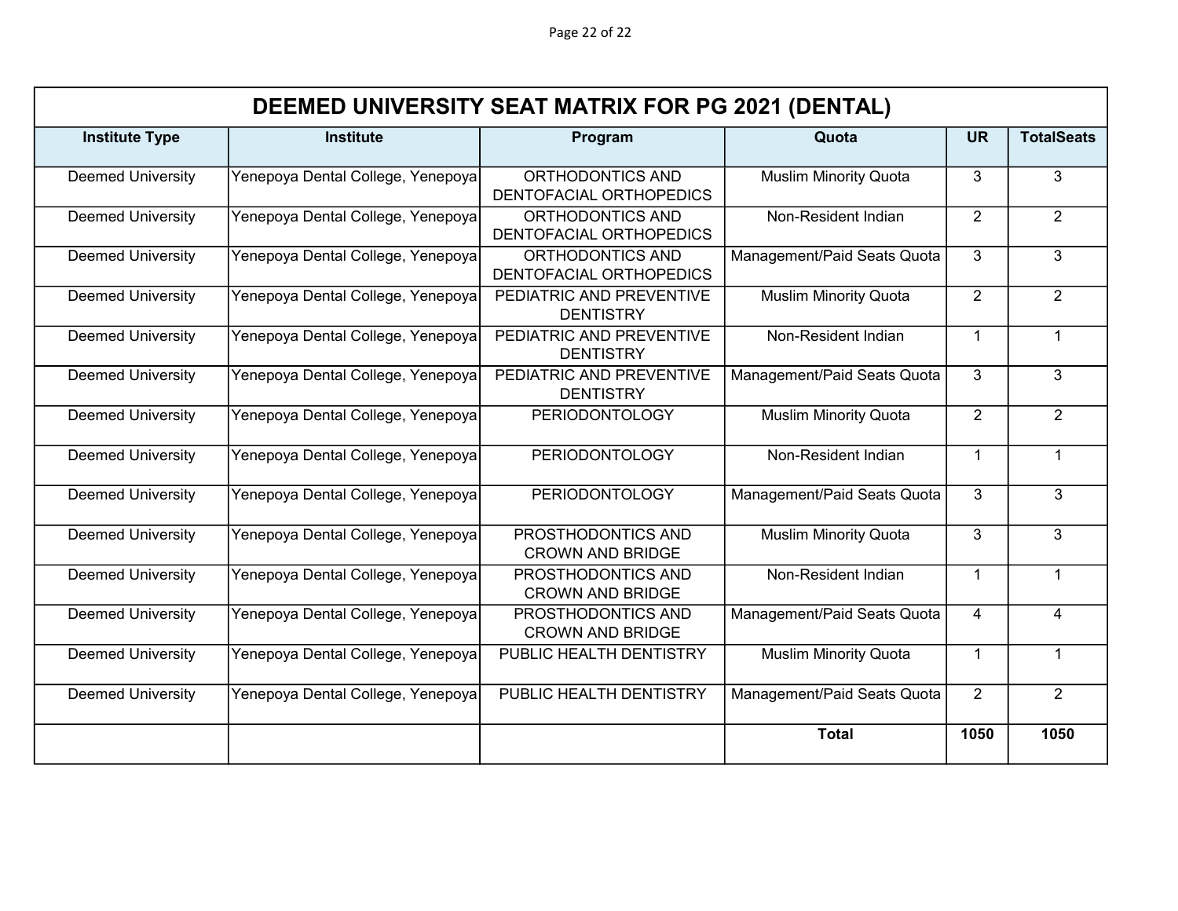| DEEMED UNIVERSITY SEAT MATRIX FOR PG 2021 (DENTAL) | | | | | |
|---|---|---|---|---|---|
| **Institute Type** | **Institute** | **Program** | **Quota** | **UR** | **TotalSeats** |
| Deemed University | Yenepoya Dental College, Yenepoya | ORTHODONTICS AND DENTOFACIAL ORTHOPEDICS | Muslim Minority Quota | 3 | 3 |
| Deemed University | Yenepoya Dental College, Yenepoya | ORTHODONTICS AND DENTOFACIAL ORTHOPEDICS | Non-Resident Indian | 2 | 2 |
| Deemed University | Yenepoya Dental College, Yenepoya | ORTHODONTICS AND DENTOFACIAL ORTHOPEDICS | Management/Paid Seats Quota | 3 | 3 |
| Deemed University | Yenepoya Dental College, Yenepoya | PEDIATRIC AND PREVENTIVE DENTISTRY | Muslim Minority Quota | 2 | 2 |
| Deemed University | Yenepoya Dental College, Yenepoya | PEDIATRIC AND PREVENTIVE DENTISTRY | Non-Resident Indian | 1 | 1 |
| Deemed University | Yenepoya Dental College, Yenepoya | PEDIATRIC AND PREVENTIVE DENTISTRY | Management/Paid Seats Quota | 3 | 3 |
| Deemed University | Yenepoya Dental College, Yenepoya | PERIODONTOLOGY | Muslim Minority Quota | 2 | 2 |
| Deemed University | Yenepoya Dental College, Yenepoya | PERIODONTOLOGY | Non-Resident Indian | 1 | 1 |
| Deemed University | Yenepoya Dental College, Yenepoya | PERIODONTOLOGY | Management/Paid Seats Quota | 3 | 3 |
| Deemed University | Yenepoya Dental College, Yenepoya | PROSTHODONTICS AND CROWN AND BRIDGE | Muslim Minority Quota | 3 | 3 |
| Deemed University | Yenepoya Dental College, Yenepoya | PROSTHODONTICS AND CROWN AND BRIDGE | Non-Resident Indian | 1 | 1 |
| Deemed University | Yenepoya Dental College, Yenepoya | PROSTHODONTICS AND CROWN AND BRIDGE | Management/Paid Seats Quota | 4 | 4 |
| Deemed University | Yenepoya Dental College, Yenepoya | PUBLIC HEALTH DENTISTRY | Muslim Minority Quota | 1 | 1 |
| Deemed University | Yenepoya Dental College, Yenepoya | PUBLIC HEALTH DENTISTRY | Management/Paid Seats Quota | 2 | 2 |
| | | | **Total** | **1050** | **1050** |